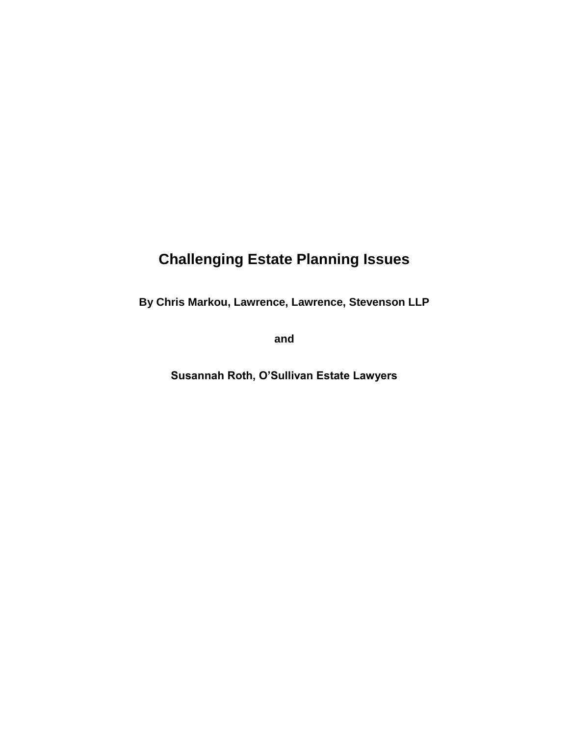# Challenging Estate Planning Issues

**By Chris Markou, Lawrence, Lawrence, Stevenson LLP**

**and**

**Susannah Roth, O'Sullivan Estate Lawyers**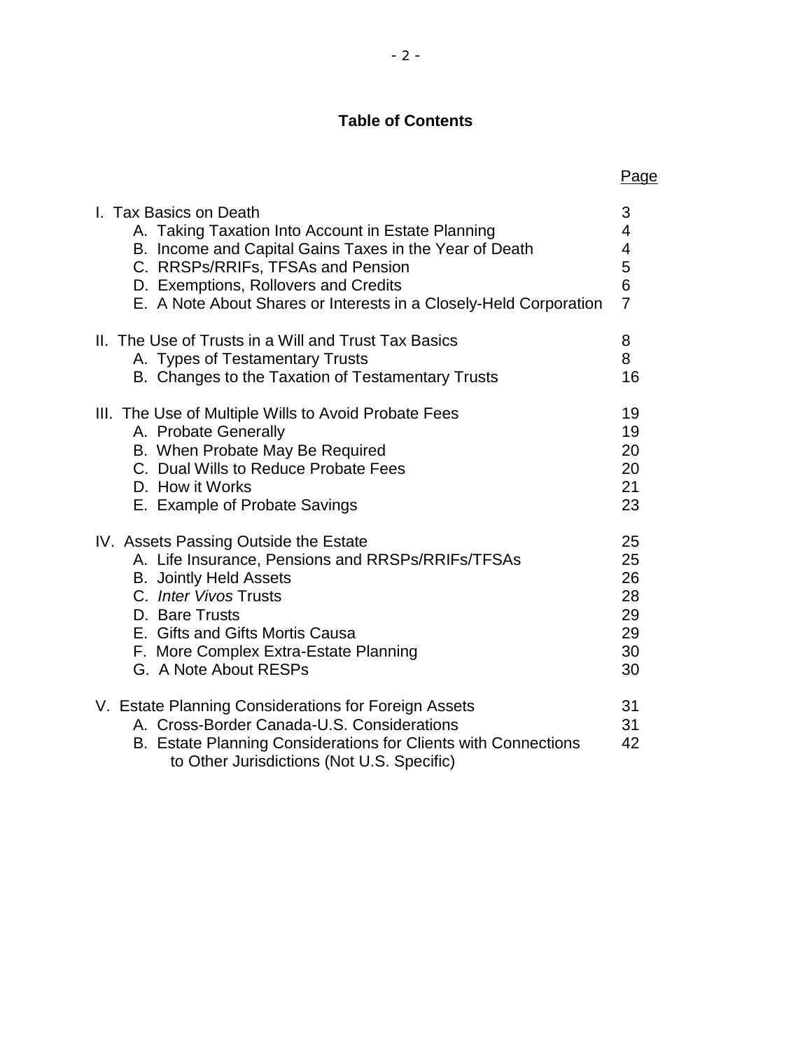# Table of Contents

| | Page |
|---|---|
| I. Tax Basics on Death | 3 |
| A. Taking Taxation Into Account in Estate Planning | 4 |
| B. Income and Capital Gains Taxes in the Year of Death | 4 |
| C. RRSPs/RRIFs, TFSAs and Pension | 5 |
| D. Exemptions, Rollovers and Credits | 6 |
| E. A Note About Shares or Interests in a Closely-Held Corporation | 7 |
| II. The Use of Trusts in a Will and Trust Tax Basics | 8 |
| A. Types of Testamentary Trusts | 8 |
| B. Changes to the Taxation of Testamentary Trusts | 16 |
| III. The Use of Multiple Wills to Avoid Probate Fees | 19 |
| A. Probate Generally | 19 |
| B. When Probate May Be Required | 20 |
| C. Dual Wills to Reduce Probate Fees | 20 |
| D. How it Works | 21 |
| E. Example of Probate Savings | 23 |
| IV. Assets Passing Outside the Estate | 25 |
| A. Life Insurance, Pensions and RRSPs/RRIFs/TFSAs | 25 |
| B. Jointly Held Assets | 26 |
| C. *Inter Vivos* Trusts | 28 |
| D. Bare Trusts | 29 |
| E. Gifts and Gifts Mortis Causa | 29 |
| F. More Complex Extra-Estate Planning | 30 |
| G. A Note About RESPs | 30 |
| V. Estate Planning Considerations for Foreign Assets | 31 |
| A. Cross-Border Canada-U.S. Considerations | 31 |
| B. Estate Planning Considerations for Clients with Connections to Other Jurisdictions (Not U.S. Specific) | 42 |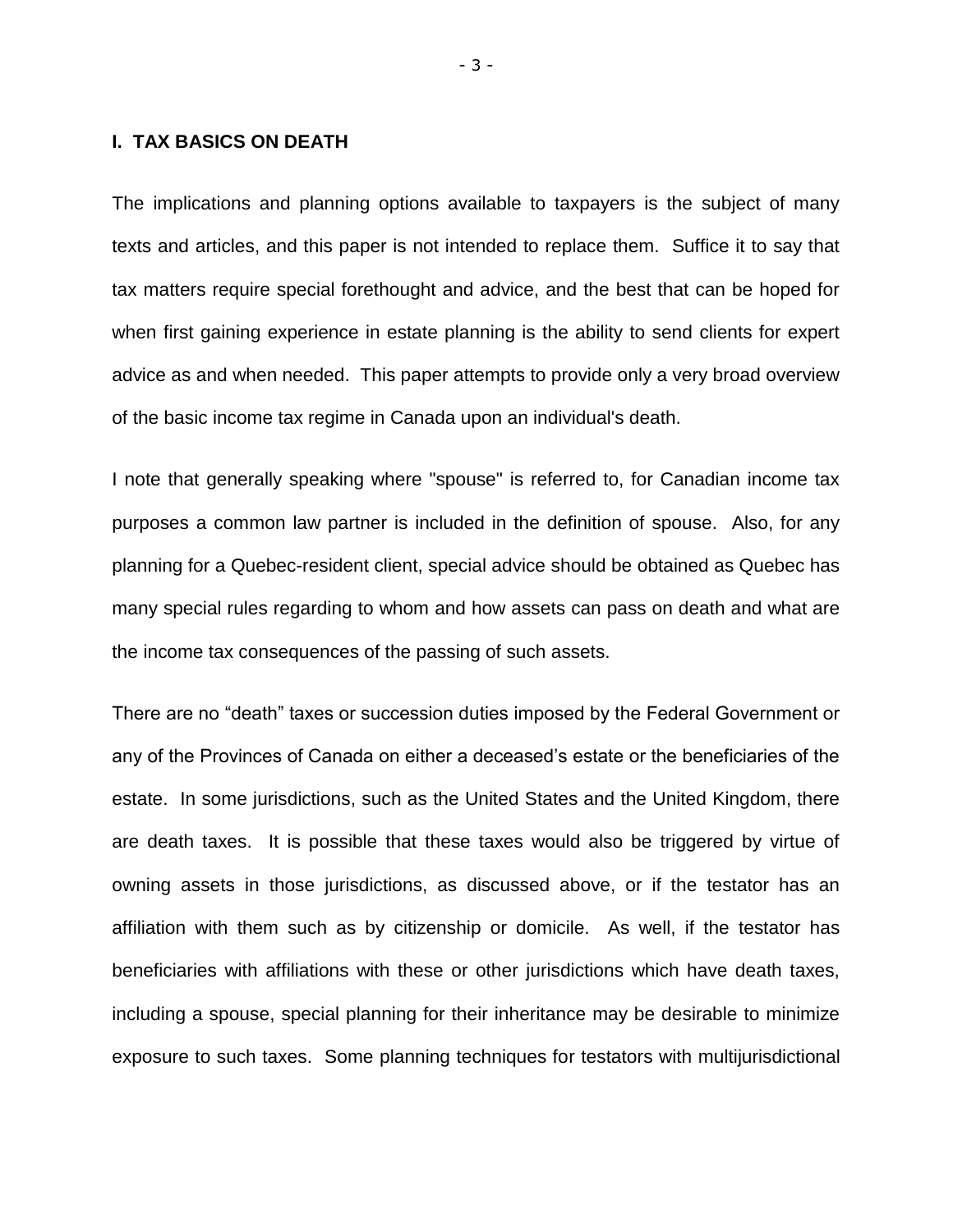## I. TAX BASICS ON DEATH

The implications and planning options available to taxpayers is the subject of many texts and articles, and this paper is not intended to replace them. Suffice it to say that tax matters require special forethought and advice, and the best that can be hoped for when first gaining experience in estate planning is the ability to send clients for expert advice as and when needed. This paper attempts to provide only a very broad overview of the basic income tax regime in Canada upon an individual's death.

I note that generally speaking where "spouse" is referred to, for Canadian income tax purposes a common law partner is included in the definition of spouse. Also, for any planning for a Quebec-resident client, special advice should be obtained as Quebec has many special rules regarding to whom and how assets can pass on death and what are the income tax consequences of the passing of such assets.

There are no "death" taxes or succession duties imposed by the Federal Government or any of the Provinces of Canada on either a deceased's estate or the beneficiaries of the estate. In some jurisdictions, such as the United States and the United Kingdom, there are death taxes. It is possible that these taxes would also be triggered by virtue of owning assets in those jurisdictions, as discussed above, or if the testator has an affiliation with them such as by citizenship or domicile. As well, if the testator has beneficiaries with affiliations with these or other jurisdictions which have death taxes, including a spouse, special planning for their inheritance may be desirable to minimize exposure to such taxes. Some planning techniques for testators with multijurisdictional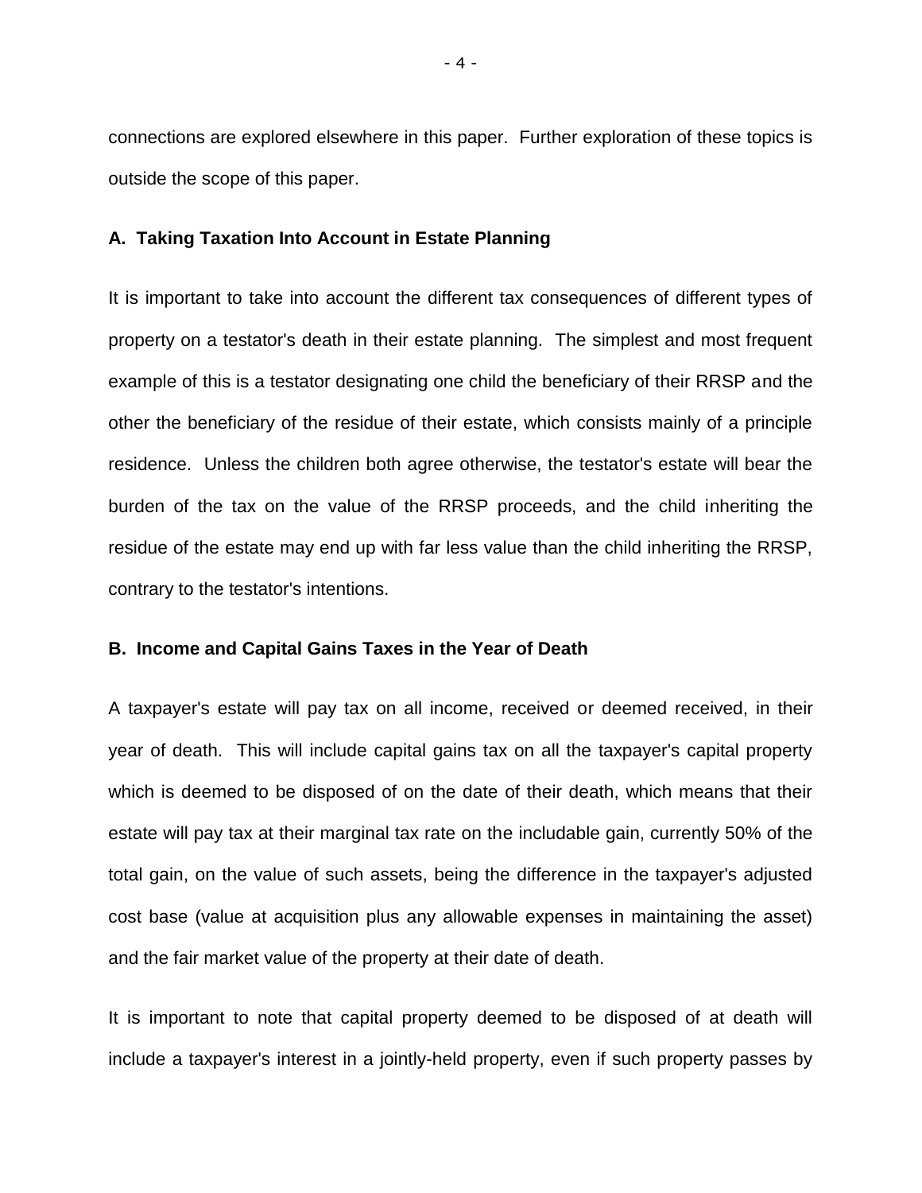connections are explored elsewhere in this paper. Further exploration of these topics is outside the scope of this paper.

### A. Taking Taxation Into Account in Estate Planning

It is important to take into account the different tax consequences of different types of property on a testator's death in their estate planning. The simplest and most frequent example of this is a testator designating one child the beneficiary of their RRSP and the other the beneficiary of the residue of their estate, which consists mainly of a principle residence. Unless the children both agree otherwise, the testator's estate will bear the burden of the tax on the value of the RRSP proceeds, and the child inheriting the residue of the estate may end up with far less value than the child inheriting the RRSP, contrary to the testator's intentions.

### B. Income and Capital Gains Taxes in the Year of Death

A taxpayer's estate will pay tax on all income, received or deemed received, in their year of death. This will include capital gains tax on all the taxpayer's capital property which is deemed to be disposed of on the date of their death, which means that their estate will pay tax at their marginal tax rate on the includable gain, currently 50% of the total gain, on the value of such assets, being the difference in the taxpayer's adjusted cost base (value at acquisition plus any allowable expenses in maintaining the asset) and the fair market value of the property at their date of death.

It is important to note that capital property deemed to be disposed of at death will include a taxpayer's interest in a jointly-held property, even if such property passes by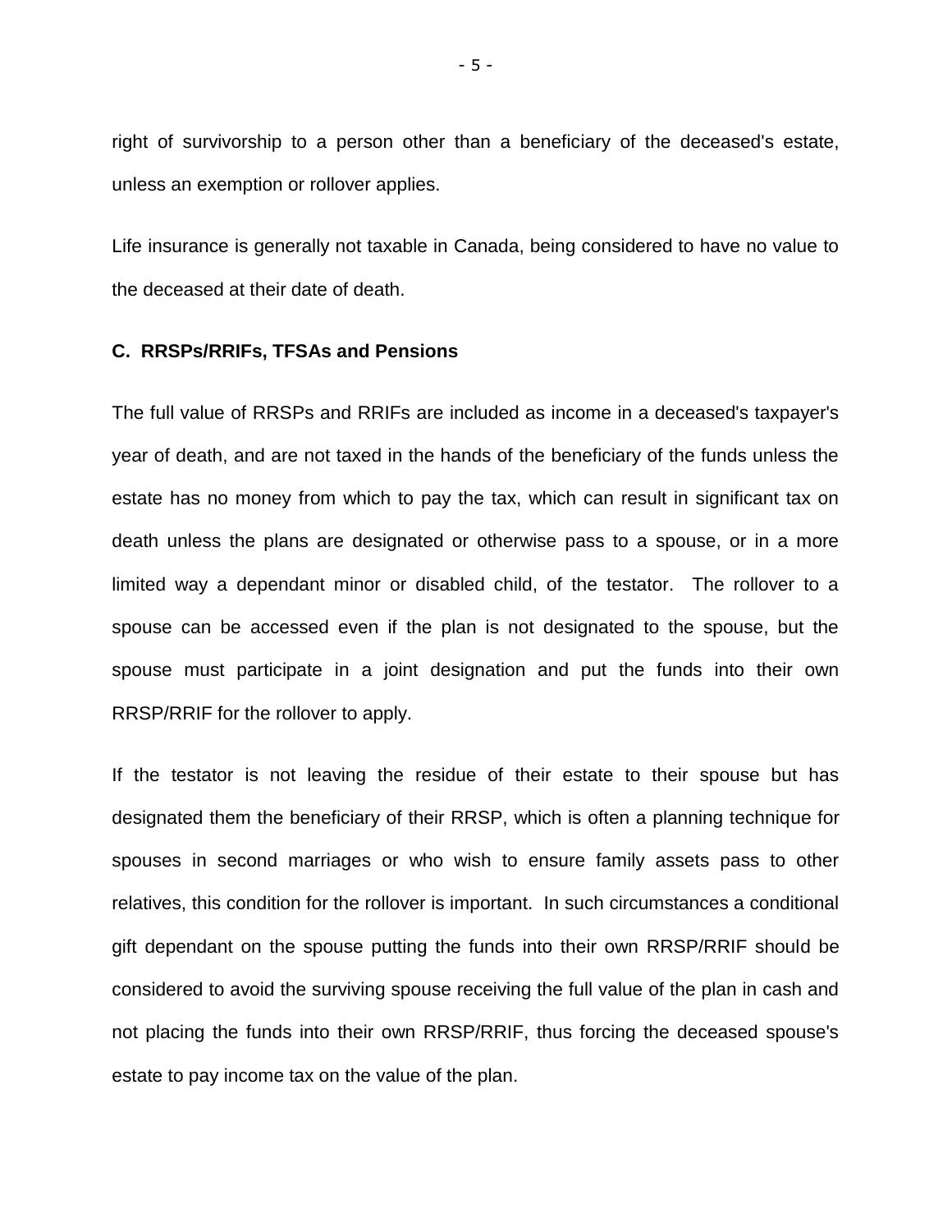right of survivorship to a person other than a beneficiary of the deceased's estate, unless an exemption or rollover applies.

Life insurance is generally not taxable in Canada, being considered to have no value to the deceased at their date of death.

### C. RRSPs/RRIFs, TFSAs and Pensions

The full value of RRSPs and RRIFs are included as income in a deceased's taxpayer's year of death, and are not taxed in the hands of the beneficiary of the funds unless the estate has no money from which to pay the tax, which can result in significant tax on death unless the plans are designated or otherwise pass to a spouse, or in a more limited way a dependant minor or disabled child, of the testator. The rollover to a spouse can be accessed even if the plan is not designated to the spouse, but the spouse must participate in a joint designation and put the funds into their own RRSP/RRIF for the rollover to apply.

If the testator is not leaving the residue of their estate to their spouse but has designated them the beneficiary of their RRSP, which is often a planning technique for spouses in second marriages or who wish to ensure family assets pass to other relatives, this condition for the rollover is important. In such circumstances a conditional gift dependant on the spouse putting the funds into their own RRSP/RRIF should be considered to avoid the surviving spouse receiving the full value of the plan in cash and not placing the funds into their own RRSP/RRIF, thus forcing the deceased spouse's estate to pay income tax on the value of the plan.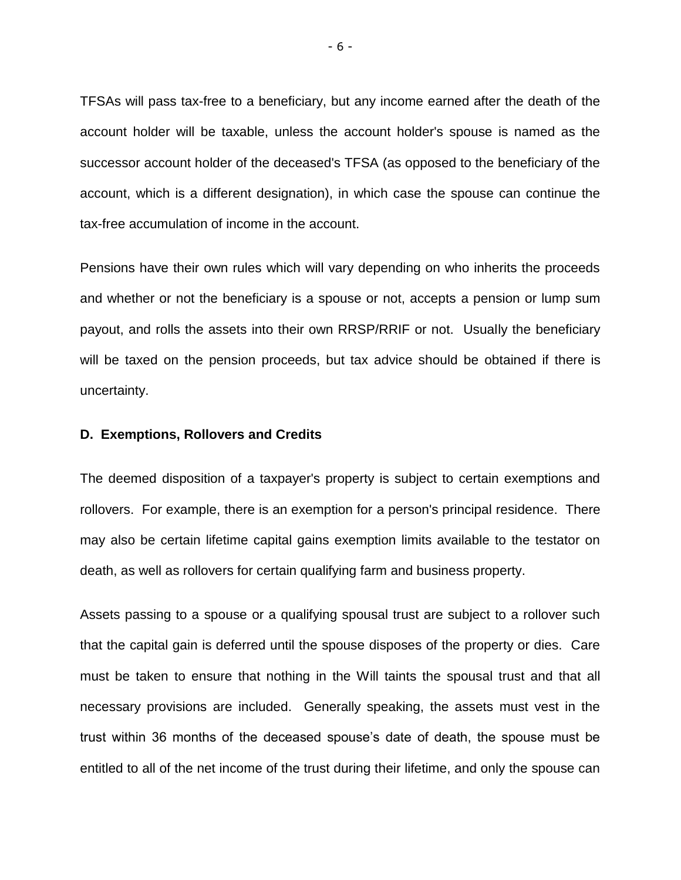TFSAs will pass tax-free to a beneficiary, but any income earned after the death of the account holder will be taxable, unless the account holder's spouse is named as the successor account holder of the deceased's TFSA (as opposed to the beneficiary of the account, which is a different designation), in which case the spouse can continue the tax-free accumulation of income in the account.

Pensions have their own rules which will vary depending on who inherits the proceeds and whether or not the beneficiary is a spouse or not, accepts a pension or lump sum payout, and rolls the assets into their own RRSP/RRIF or not. Usually the beneficiary will be taxed on the pension proceeds, but tax advice should be obtained if there is uncertainty.

### D. Exemptions, Rollovers and Credits

The deemed disposition of a taxpayer's property is subject to certain exemptions and rollovers. For example, there is an exemption for a person's principal residence. There may also be certain lifetime capital gains exemption limits available to the testator on death, as well as rollovers for certain qualifying farm and business property.

Assets passing to a spouse or a qualifying spousal trust are subject to a rollover such that the capital gain is deferred until the spouse disposes of the property or dies. Care must be taken to ensure that nothing in the Will taints the spousal trust and that all necessary provisions are included. Generally speaking, the assets must vest in the trust within 36 months of the deceased spouse's date of death, the spouse must be entitled to all of the net income of the trust during their lifetime, and only the spouse can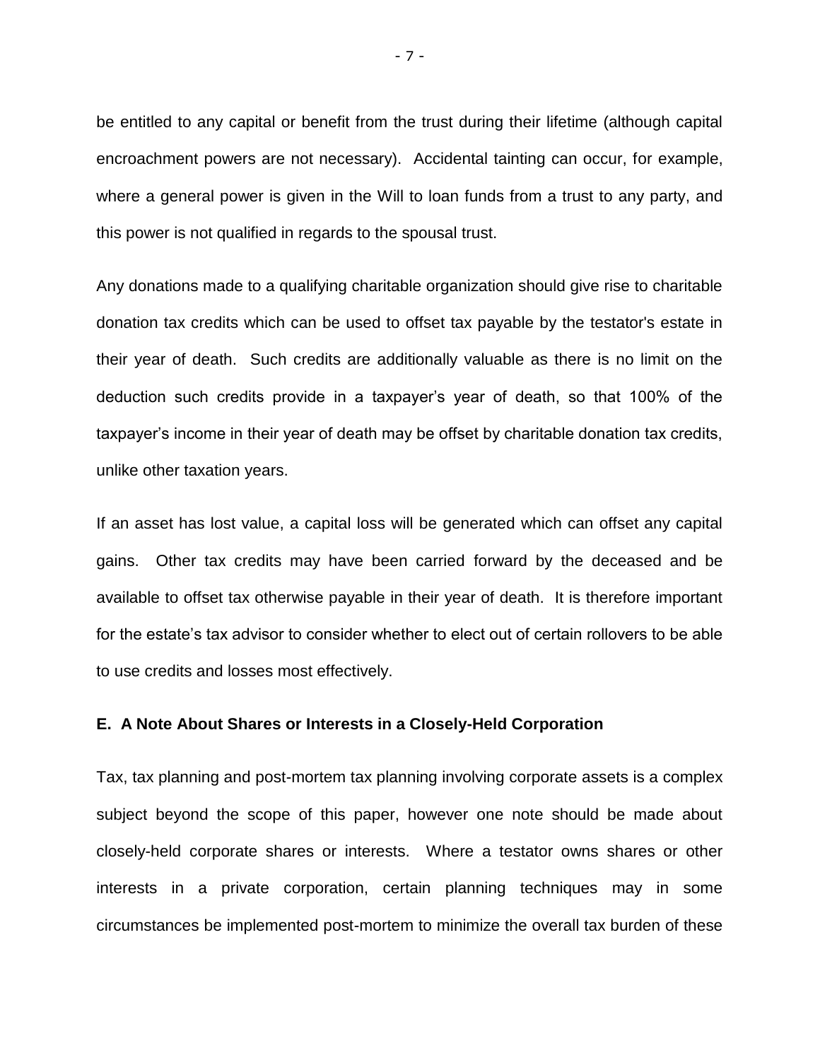be entitled to any capital or benefit from the trust during their lifetime (although capital encroachment powers are not necessary). Accidental tainting can occur, for example, where a general power is given in the Will to loan funds from a trust to any party, and this power is not qualified in regards to the spousal trust.

Any donations made to a qualifying charitable organization should give rise to charitable donation tax credits which can be used to offset tax payable by the testator's estate in their year of death. Such credits are additionally valuable as there is no limit on the deduction such credits provide in a taxpayer's year of death, so that 100% of the taxpayer's income in their year of death may be offset by charitable donation tax credits, unlike other taxation years.

If an asset has lost value, a capital loss will be generated which can offset any capital gains. Other tax credits may have been carried forward by the deceased and be available to offset tax otherwise payable in their year of death. It is therefore important for the estate's tax advisor to consider whether to elect out of certain rollovers to be able to use credits and losses most effectively.

### E. A Note About Shares or Interests in a Closely-Held Corporation

Tax, tax planning and post-mortem tax planning involving corporate assets is a complex subject beyond the scope of this paper, however one note should be made about closely-held corporate shares or interests. Where a testator owns shares or other interests in a private corporation, certain planning techniques may in some circumstances be implemented post-mortem to minimize the overall tax burden of these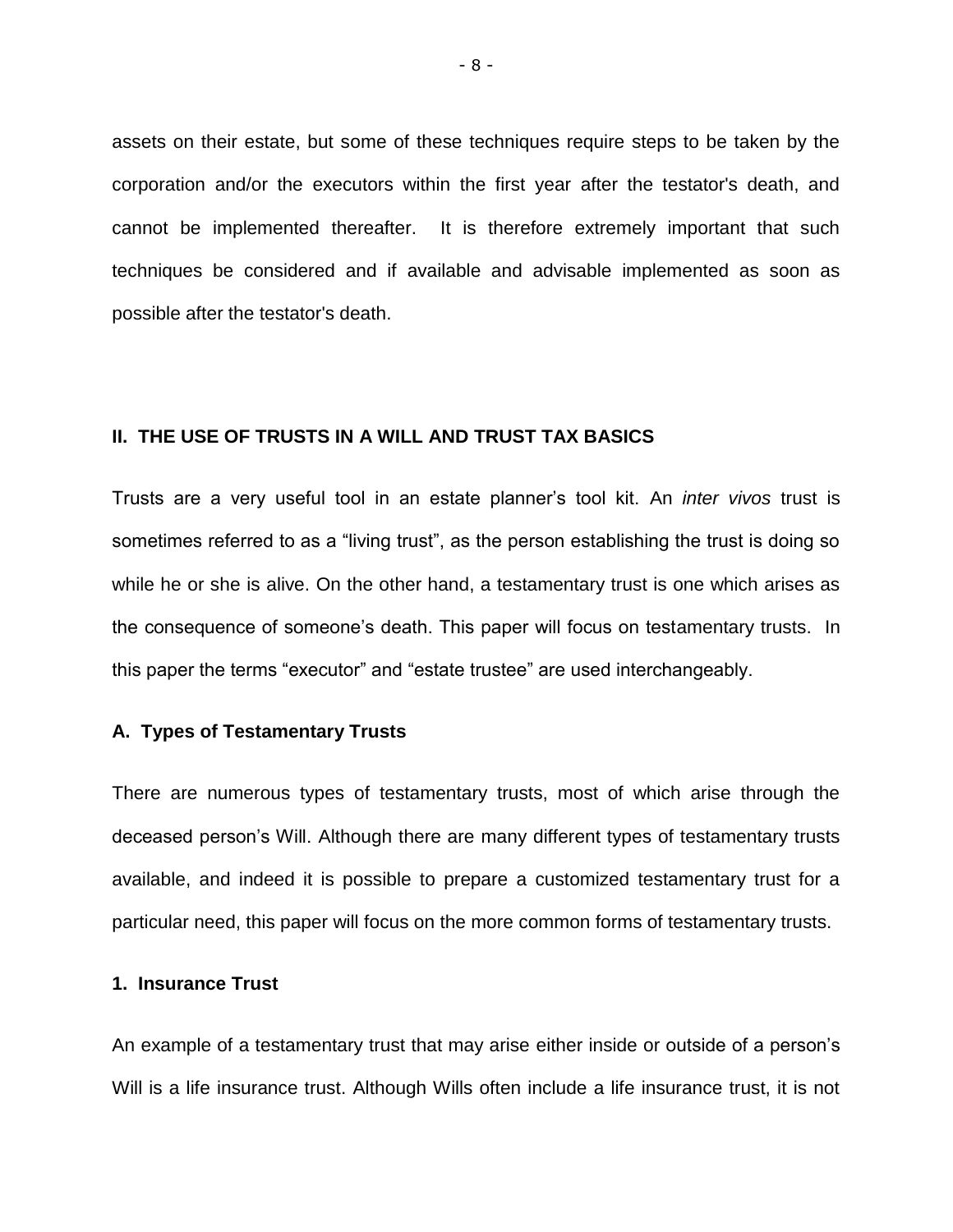assets on their estate, but some of these techniques require steps to be taken by the corporation and/or the executors within the first year after the testator's death, and cannot be implemented thereafter. It is therefore extremely important that such techniques be considered and if available and advisable implemented as soon as possible after the testator's death.

## II. THE USE OF TRUSTS IN A WILL AND TRUST TAX BASICS

Trusts are a very useful tool in an estate planner's tool kit. An *inter vivos* trust is sometimes referred to as a "living trust", as the person establishing the trust is doing so while he or she is alive. On the other hand, a testamentary trust is one which arises as the consequence of someone's death. This paper will focus on testamentary trusts. In this paper the terms "executor" and "estate trustee" are used interchangeably.

### A. Types of Testamentary Trusts

There are numerous types of testamentary trusts, most of which arise through the deceased person's Will. Although there are many different types of testamentary trusts available, and indeed it is possible to prepare a customized testamentary trust for a particular need, this paper will focus on the more common forms of testamentary trusts.

#### 1. Insurance Trust

An example of a testamentary trust that may arise either inside or outside of a person's Will is a life insurance trust. Although Wills often include a life insurance trust, it is not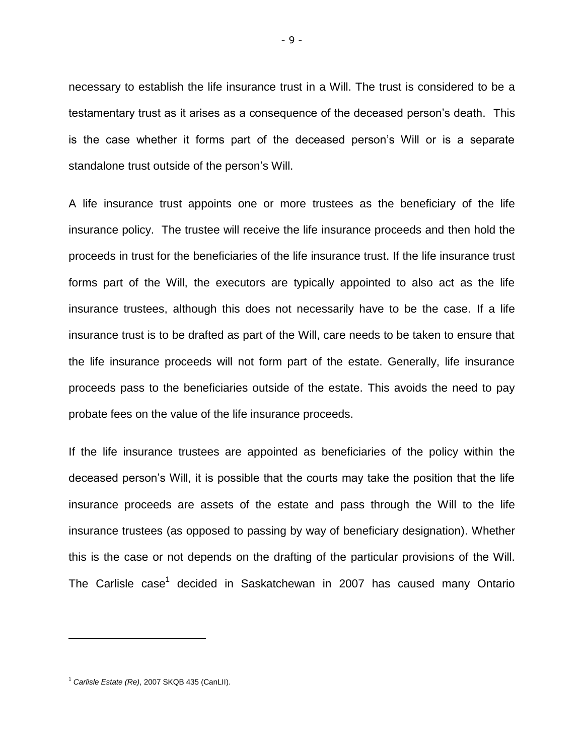necessary to establish the life insurance trust in a Will. The trust is considered to be a testamentary trust as it arises as a consequence of the deceased person's death. This is the case whether it forms part of the deceased person's Will or is a separate standalone trust outside of the person's Will.

A life insurance trust appoints one or more trustees as the beneficiary of the life insurance policy. The trustee will receive the life insurance proceeds and then hold the proceeds in trust for the beneficiaries of the life insurance trust. If the life insurance trust forms part of the Will, the executors are typically appointed to also act as the life insurance trustees, although this does not necessarily have to be the case. If a life insurance trust is to be drafted as part of the Will, care needs to be taken to ensure that the life insurance proceeds will not form part of the estate. Generally, life insurance proceeds pass to the beneficiaries outside of the estate. This avoids the need to pay probate fees on the value of the life insurance proceeds.

If the life insurance trustees are appointed as beneficiaries of the policy within the deceased person's Will, it is possible that the courts may take the position that the life insurance proceeds are assets of the estate and pass through the Will to the life insurance trustees (as opposed to passing by way of beneficiary designation). Whether this is the case or not depends on the drafting of the particular provisions of the Will. The Carlisle case[1] decided in Saskatchewan in 2007 has caused many Ontario

---

[1] *Carlisle Estate (Re)*, 2007 SKQB 435 (CanLII).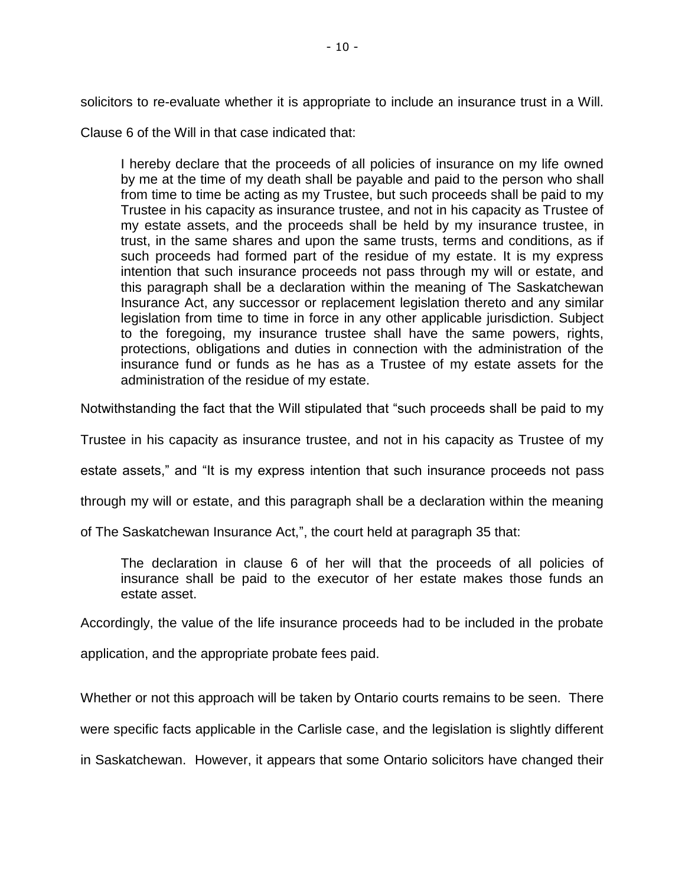solicitors to re-evaluate whether it is appropriate to include an insurance trust in a Will. Clause 6 of the Will in that case indicated that:

> I hereby declare that the proceeds of all policies of insurance on my life owned by me at the time of my death shall be payable and paid to the person who shall from time to time be acting as my Trustee, but such proceeds shall be paid to my Trustee in his capacity as insurance trustee, and not in his capacity as Trustee of my estate assets, and the proceeds shall be held by my insurance trustee, in trust, in the same shares and upon the same trusts, terms and conditions, as if such proceeds had formed part of the residue of my estate. It is my express intention that such insurance proceeds not pass through my will or estate, and this paragraph shall be a declaration within the meaning of The Saskatchewan Insurance Act, any successor or replacement legislation thereto and any similar legislation from time to time in force in any other applicable jurisdiction. Subject to the foregoing, my insurance trustee shall have the same powers, rights, protections, obligations and duties in connection with the administration of the insurance fund or funds as he has as a Trustee of my estate assets for the administration of the residue of my estate.

Notwithstanding the fact that the Will stipulated that "such proceeds shall be paid to my Trustee in his capacity as insurance trustee, and not in his capacity as Trustee of my estate assets," and "It is my express intention that such insurance proceeds not pass through my will or estate, and this paragraph shall be a declaration within the meaning of The Saskatchewan Insurance Act,", the court held at paragraph 35 that:

> The declaration in clause 6 of her will that the proceeds of all policies of insurance shall be paid to the executor of her estate makes those funds an estate asset.

Accordingly, the value of the life insurance proceeds had to be included in the probate application, and the appropriate probate fees paid.

Whether or not this approach will be taken by Ontario courts remains to be seen. There were specific facts applicable in the Carlisle case, and the legislation is slightly different in Saskatchewan. However, it appears that some Ontario solicitors have changed their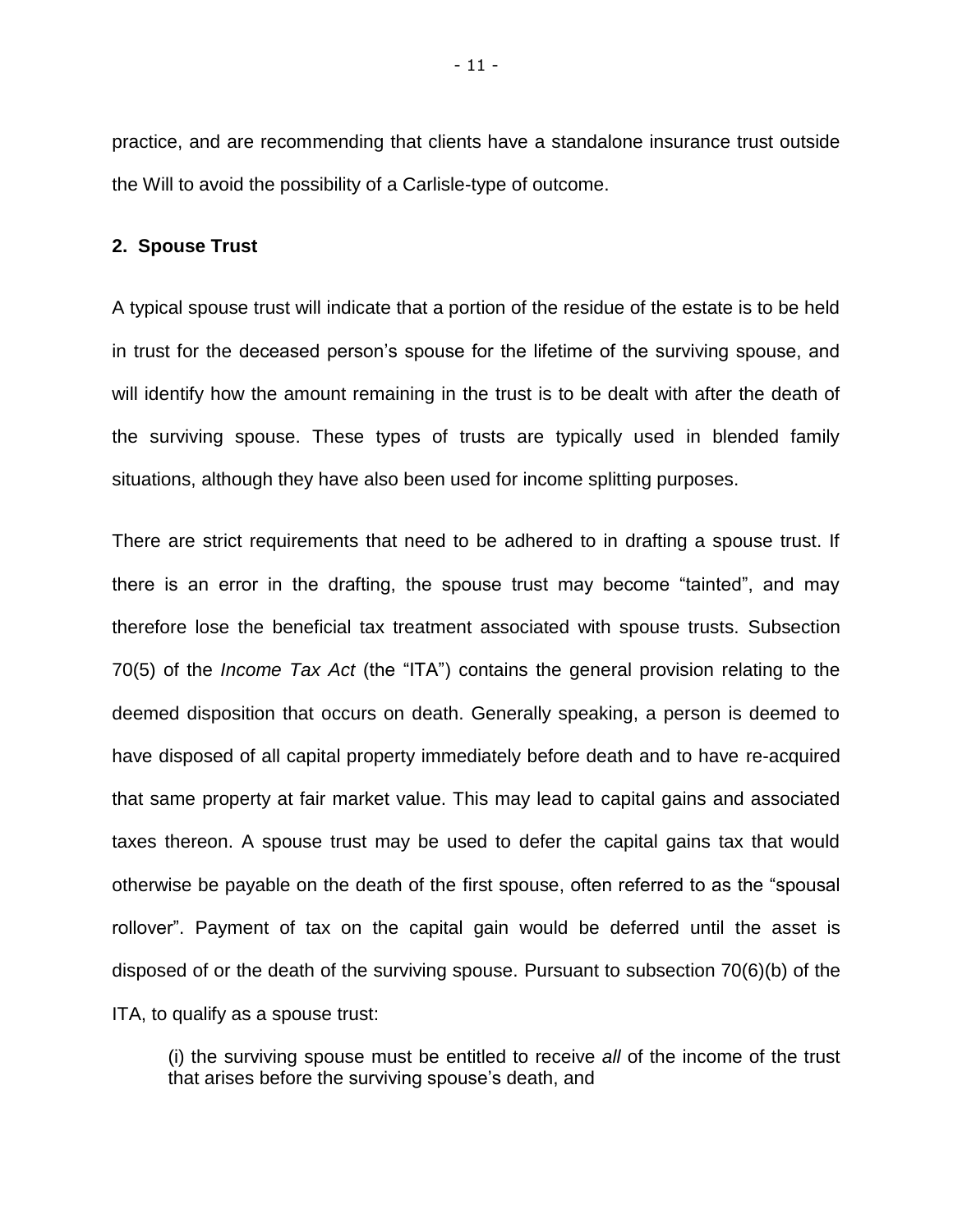practice, and are recommending that clients have a standalone insurance trust outside the Will to avoid the possibility of a Carlisle-type of outcome.

**2. Spouse Trust**

A typical spouse trust will indicate that a portion of the residue of the estate is to be held in trust for the deceased person's spouse for the lifetime of the surviving spouse, and will identify how the amount remaining in the trust is to be dealt with after the death of the surviving spouse. These types of trusts are typically used in blended family situations, although they have also been used for income splitting purposes.

There are strict requirements that need to be adhered to in drafting a spouse trust. If there is an error in the drafting, the spouse trust may become "tainted", and may therefore lose the beneficial tax treatment associated with spouse trusts. Subsection 70(5) of the *Income Tax Act* (the "ITA") contains the general provision relating to the deemed disposition that occurs on death. Generally speaking, a person is deemed to have disposed of all capital property immediately before death and to have re-acquired that same property at fair market value. This may lead to capital gains and associated taxes thereon. A spouse trust may be used to defer the capital gains tax that would otherwise be payable on the death of the first spouse, often referred to as the "spousal rollover". Payment of tax on the capital gain would be deferred until the asset is disposed of or the death of the surviving spouse. Pursuant to subsection 70(6)(b) of the ITA, to qualify as a spouse trust:

> (i) the surviving spouse must be entitled to receive *all* of the income of the trust that arises before the surviving spouse's death, and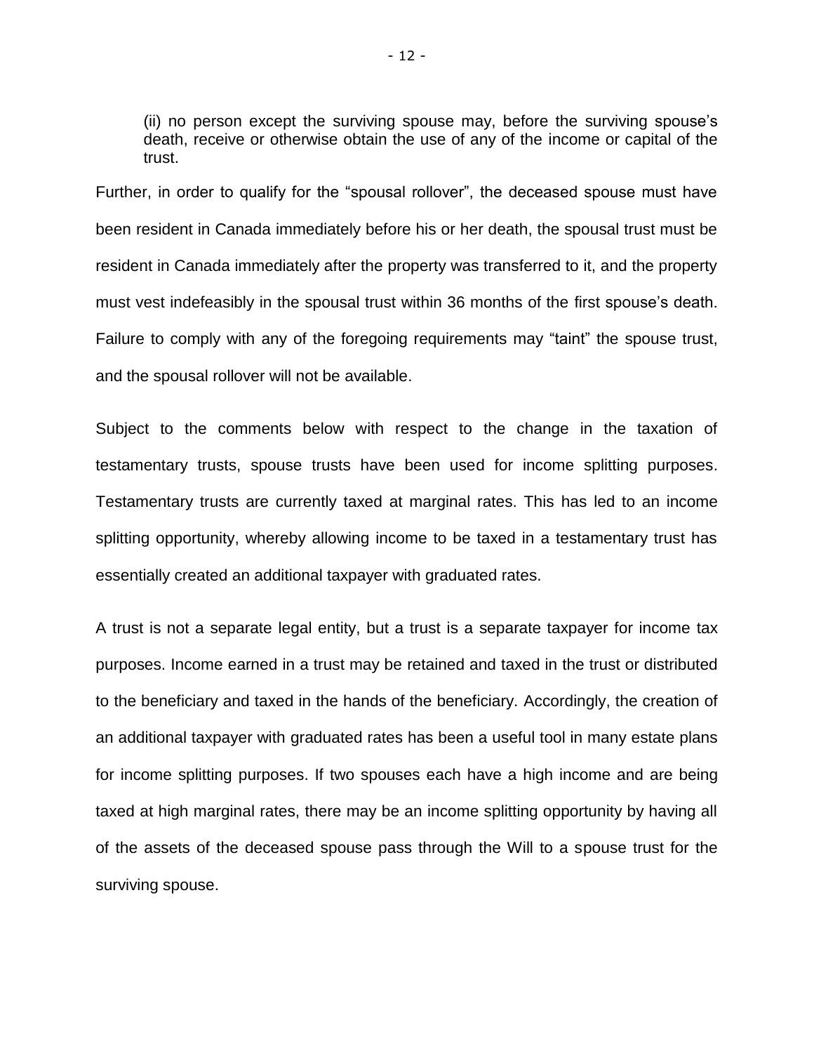(ii) no person except the surviving spouse may, before the surviving spouse's death, receive or otherwise obtain the use of any of the income or capital of the trust.

Further, in order to qualify for the "spousal rollover", the deceased spouse must have been resident in Canada immediately before his or her death, the spousal trust must be resident in Canada immediately after the property was transferred to it, and the property must vest indefeasibly in the spousal trust within 36 months of the first spouse's death. Failure to comply with any of the foregoing requirements may "taint" the spouse trust, and the spousal rollover will not be available.

Subject to the comments below with respect to the change in the taxation of testamentary trusts, spouse trusts have been used for income splitting purposes. Testamentary trusts are currently taxed at marginal rates. This has led to an income splitting opportunity, whereby allowing income to be taxed in a testamentary trust has essentially created an additional taxpayer with graduated rates.

A trust is not a separate legal entity, but a trust is a separate taxpayer for income tax purposes. Income earned in a trust may be retained and taxed in the trust or distributed to the beneficiary and taxed in the hands of the beneficiary. Accordingly, the creation of an additional taxpayer with graduated rates has been a useful tool in many estate plans for income splitting purposes. If two spouses each have a high income and are being taxed at high marginal rates, there may be an income splitting opportunity by having all of the assets of the deceased spouse pass through the Will to a spouse trust for the surviving spouse.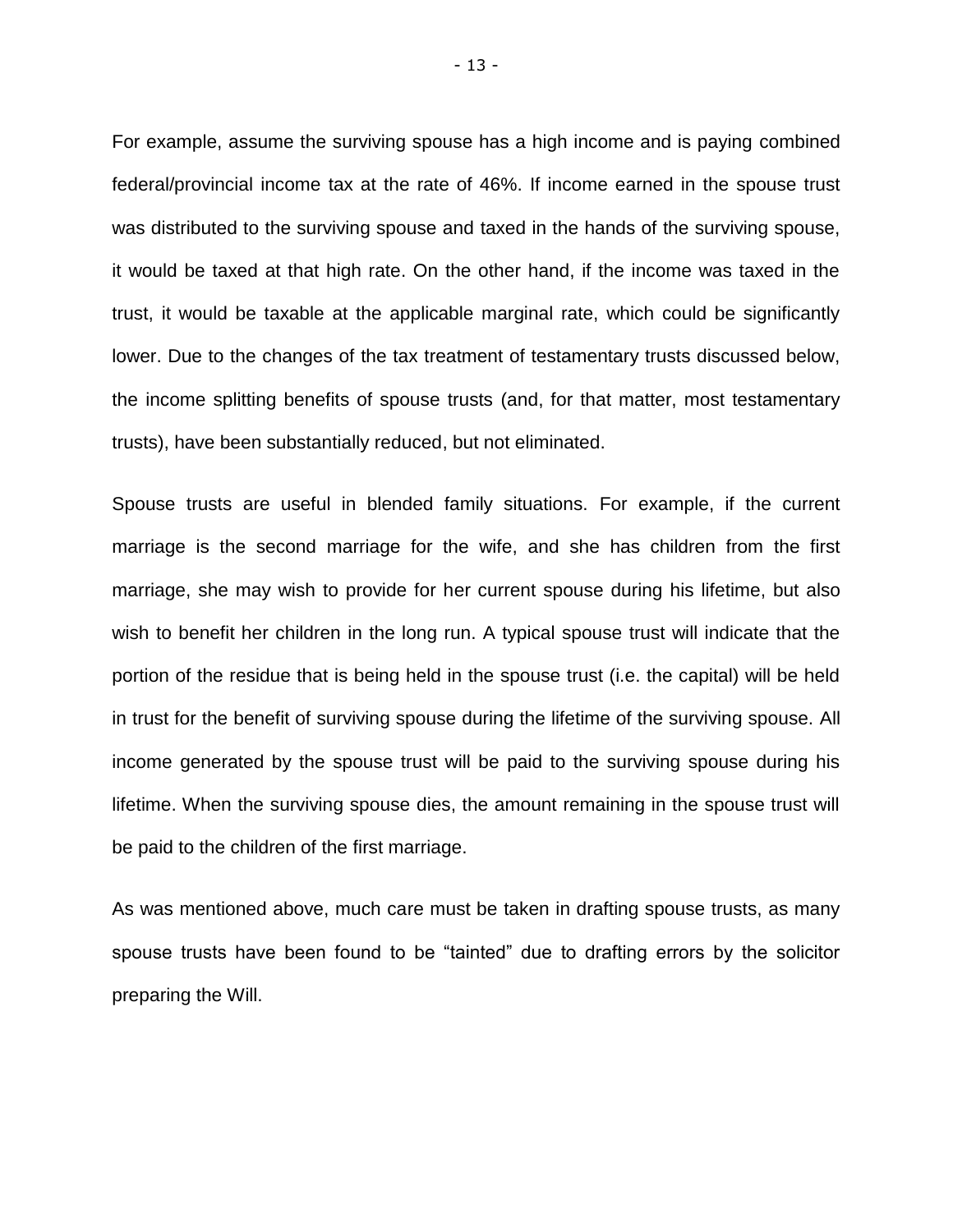For example, assume the surviving spouse has a high income and is paying combined federal/provincial income tax at the rate of 46%. If income earned in the spouse trust was distributed to the surviving spouse and taxed in the hands of the surviving spouse, it would be taxed at that high rate. On the other hand, if the income was taxed in the trust, it would be taxable at the applicable marginal rate, which could be significantly lower. Due to the changes of the tax treatment of testamentary trusts discussed below, the income splitting benefits of spouse trusts (and, for that matter, most testamentary trusts), have been substantially reduced, but not eliminated.

Spouse trusts are useful in blended family situations. For example, if the current marriage is the second marriage for the wife, and she has children from the first marriage, she may wish to provide for her current spouse during his lifetime, but also wish to benefit her children in the long run. A typical spouse trust will indicate that the portion of the residue that is being held in the spouse trust (i.e. the capital) will be held in trust for the benefit of surviving spouse during the lifetime of the surviving spouse. All income generated by the spouse trust will be paid to the surviving spouse during his lifetime. When the surviving spouse dies, the amount remaining in the spouse trust will be paid to the children of the first marriage.

As was mentioned above, much care must be taken in drafting spouse trusts, as many spouse trusts have been found to be "tainted" due to drafting errors by the solicitor preparing the Will.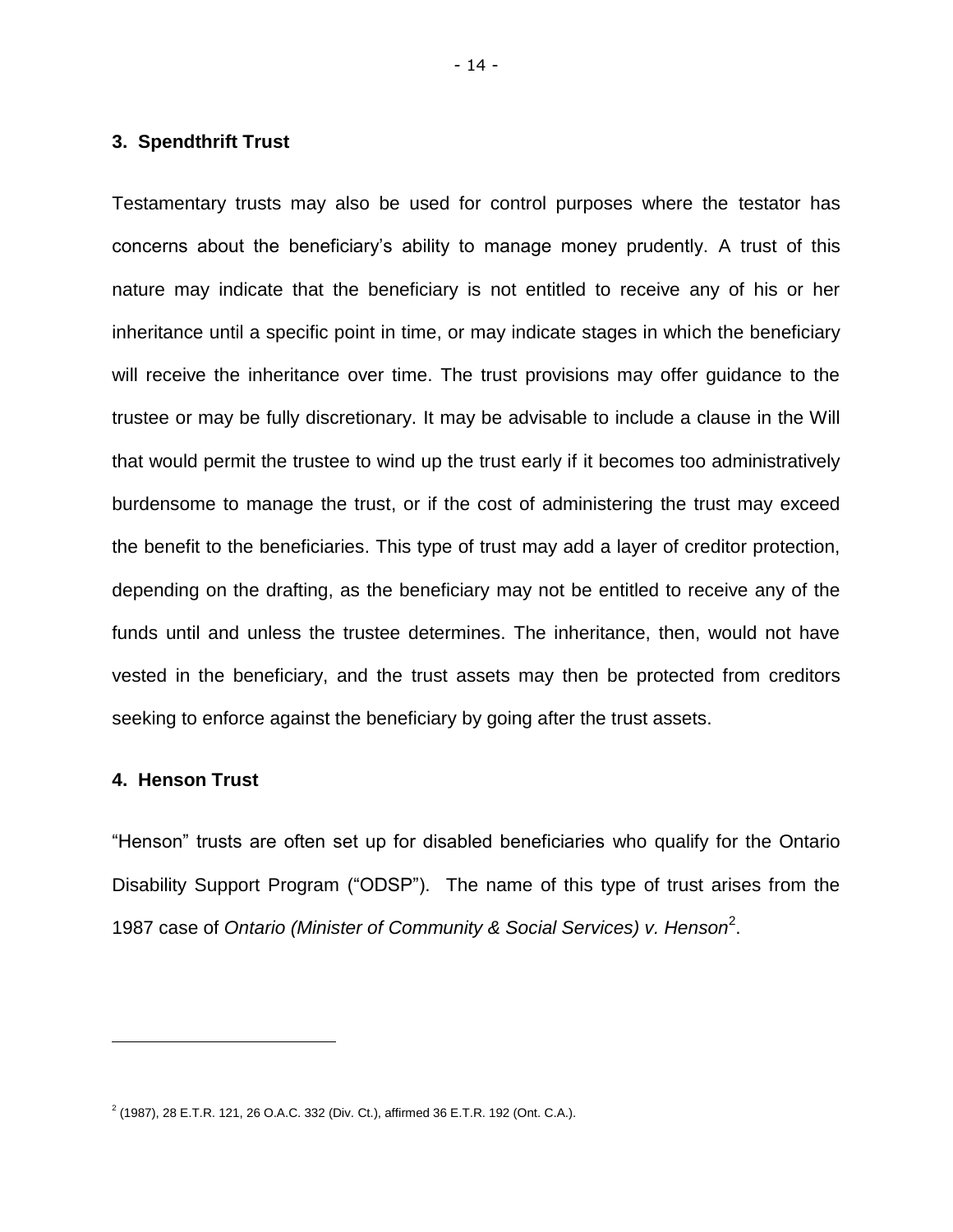### 3. Spendthrift Trust

Testamentary trusts may also be used for control purposes where the testator has concerns about the beneficiary's ability to manage money prudently. A trust of this nature may indicate that the beneficiary is not entitled to receive any of his or her inheritance until a specific point in time, or may indicate stages in which the beneficiary will receive the inheritance over time. The trust provisions may offer guidance to the trustee or may be fully discretionary. It may be advisable to include a clause in the Will that would permit the trustee to wind up the trust early if it becomes too administratively burdensome to manage the trust, or if the cost of administering the trust may exceed the benefit to the beneficiaries. This type of trust may add a layer of creditor protection, depending on the drafting, as the beneficiary may not be entitled to receive any of the funds until and unless the trustee determines. The inheritance, then, would not have vested in the beneficiary, and the trust assets may then be protected from creditors seeking to enforce against the beneficiary by going after the trust assets.

### 4. Henson Trust

"Henson" trusts are often set up for disabled beneficiaries who qualify for the Ontario Disability Support Program ("ODSP"). The name of this type of trust arises from the 1987 case of *Ontario (Minister of Community & Social Services) v. Henson*[2].

---

[2] (1987), 28 E.T.R. 121, 26 O.A.C. 332 (Div. Ct.), affirmed 36 E.T.R. 192 (Ont. C.A.).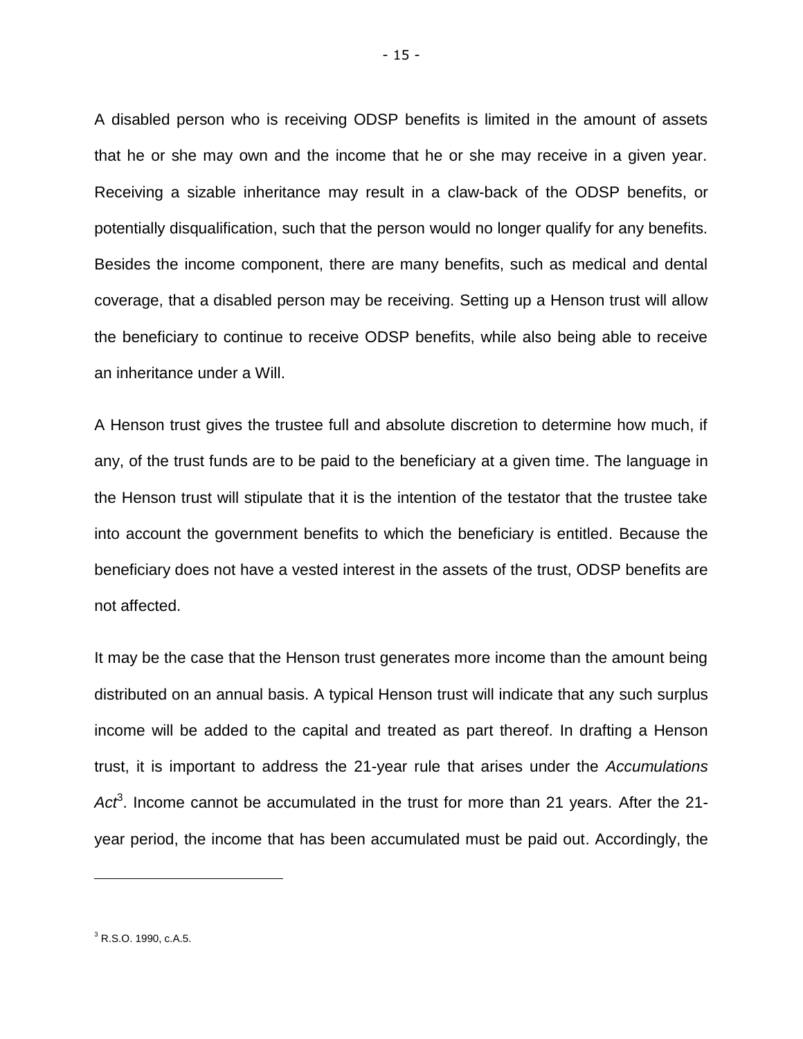A disabled person who is receiving ODSP benefits is limited in the amount of assets that he or she may own and the income that he or she may receive in a given year. Receiving a sizable inheritance may result in a claw-back of the ODSP benefits, or potentially disqualification, such that the person would no longer qualify for any benefits. Besides the income component, there are many benefits, such as medical and dental coverage, that a disabled person may be receiving. Setting up a Henson trust will allow the beneficiary to continue to receive ODSP benefits, while also being able to receive an inheritance under a Will.

A Henson trust gives the trustee full and absolute discretion to determine how much, if any, of the trust funds are to be paid to the beneficiary at a given time. The language in the Henson trust will stipulate that it is the intention of the testator that the trustee take into account the government benefits to which the beneficiary is entitled. Because the beneficiary does not have a vested interest in the assets of the trust, ODSP benefits are not affected.

It may be the case that the Henson trust generates more income than the amount being distributed on an annual basis. A typical Henson trust will indicate that any such surplus income will be added to the capital and treated as part thereof. In drafting a Henson trust, it is important to address the 21-year rule that arises under the *Accumulations Act*[3]. Income cannot be accumulated in the trust for more than 21 years. After the 21-year period, the income that has been accumulated must be paid out. Accordingly, the

[3] R.S.O. 1990, c.A.5.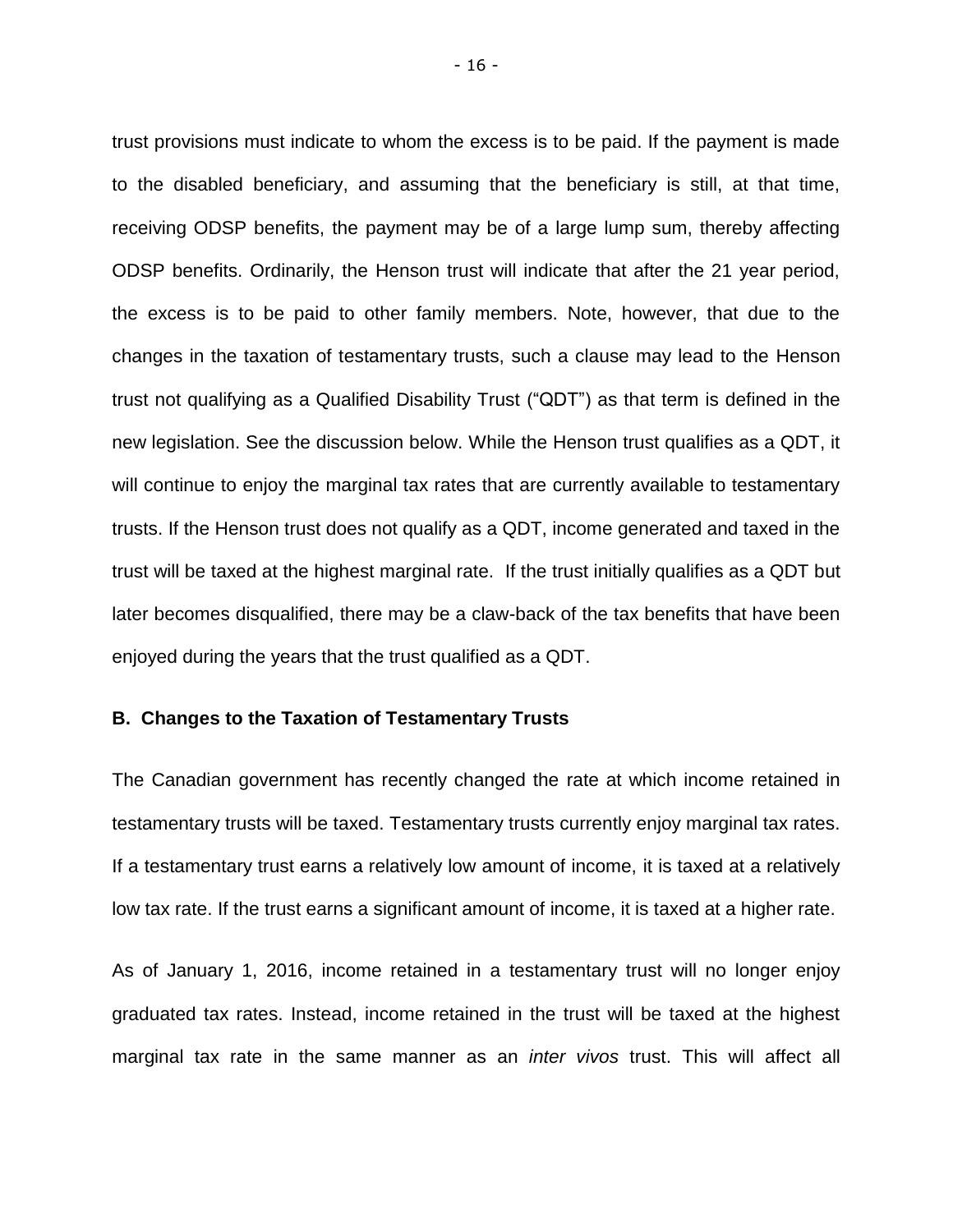trust provisions must indicate to whom the excess is to be paid. If the payment is made to the disabled beneficiary, and assuming that the beneficiary is still, at that time, receiving ODSP benefits, the payment may be of a large lump sum, thereby affecting ODSP benefits. Ordinarily, the Henson trust will indicate that after the 21 year period, the excess is to be paid to other family members. Note, however, that due to the changes in the taxation of testamentary trusts, such a clause may lead to the Henson trust not qualifying as a Qualified Disability Trust ("QDT") as that term is defined in the new legislation. See the discussion below. While the Henson trust qualifies as a QDT, it will continue to enjoy the marginal tax rates that are currently available to testamentary trusts. If the Henson trust does not qualify as a QDT, income generated and taxed in the trust will be taxed at the highest marginal rate. If the trust initially qualifies as a QDT but later becomes disqualified, there may be a claw-back of the tax benefits that have been enjoyed during the years that the trust qualified as a QDT.

## B. Changes to the Taxation of Testamentary Trusts

The Canadian government has recently changed the rate at which income retained in testamentary trusts will be taxed. Testamentary trusts currently enjoy marginal tax rates. If a testamentary trust earns a relatively low amount of income, it is taxed at a relatively low tax rate. If the trust earns a significant amount of income, it is taxed at a higher rate.

As of January 1, 2016, income retained in a testamentary trust will no longer enjoy graduated tax rates. Instead, income retained in the trust will be taxed at the highest marginal tax rate in the same manner as an *inter vivos* trust. This will affect all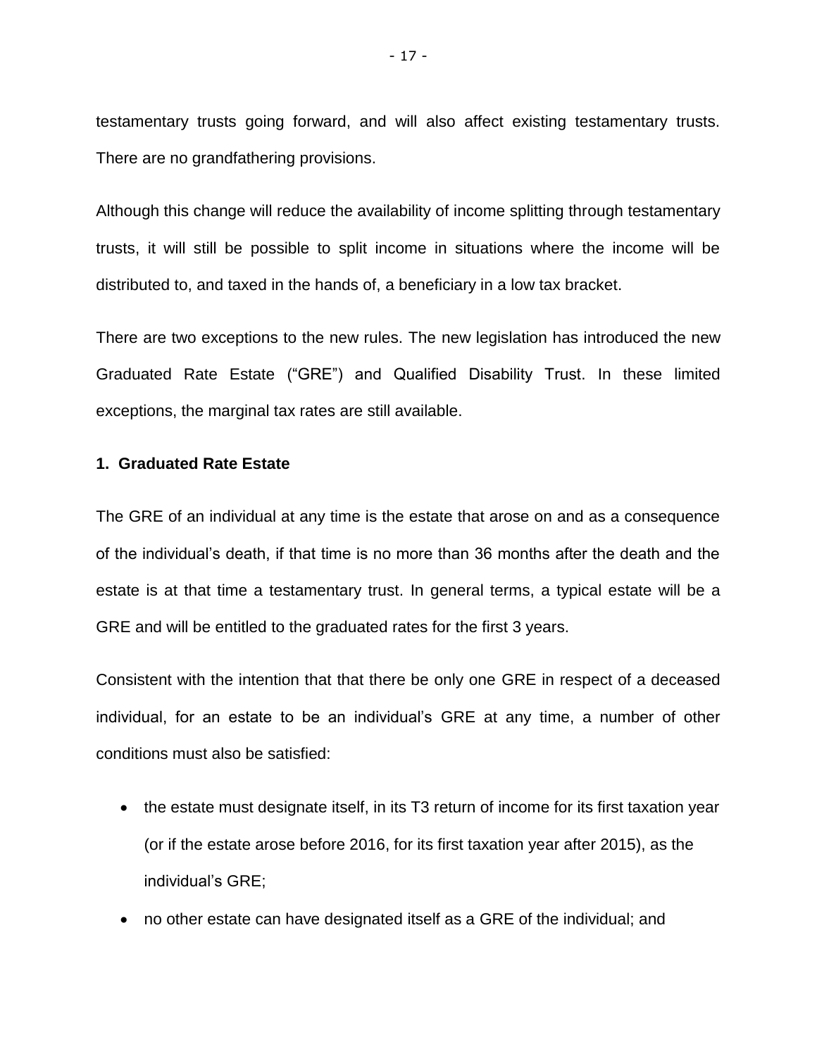testamentary trusts going forward, and will also affect existing testamentary trusts. There are no grandfathering provisions.

Although this change will reduce the availability of income splitting through testamentary trusts, it will still be possible to split income in situations where the income will be distributed to, and taxed in the hands of, a beneficiary in a low tax bracket.

There are two exceptions to the new rules. The new legislation has introduced the new Graduated Rate Estate ("GRE") and Qualified Disability Trust. In these limited exceptions, the marginal tax rates are still available.

**1. Graduated Rate Estate**

The GRE of an individual at any time is the estate that arose on and as a consequence of the individual's death, if that time is no more than 36 months after the death and the estate is at that time a testamentary trust. In general terms, a typical estate will be a GRE and will be entitled to the graduated rates for the first 3 years.

Consistent with the intention that that there be only one GRE in respect of a deceased individual, for an estate to be an individual's GRE at any time, a number of other conditions must also be satisfied:

- the estate must designate itself, in its T3 return of income for its first taxation year (or if the estate arose before 2016, for its first taxation year after 2015), as the individual's GRE;
- no other estate can have designated itself as a GRE of the individual; and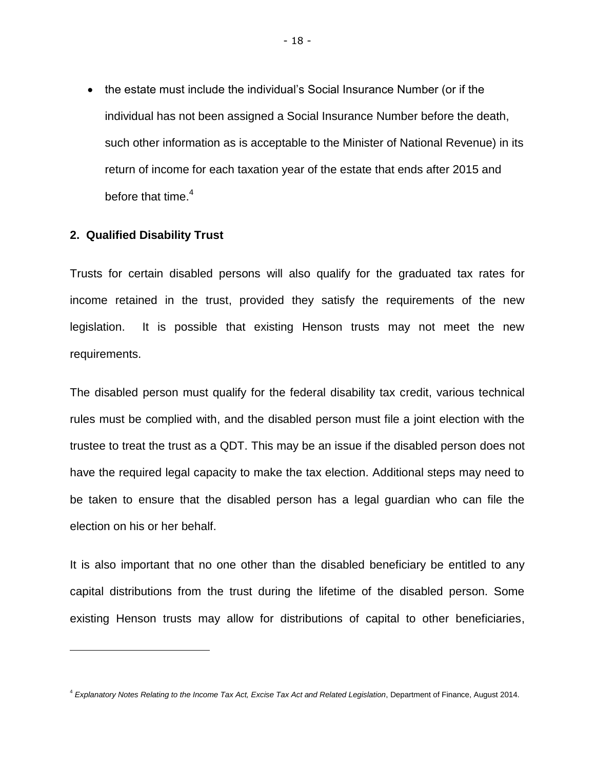- the estate must include the individual's Social Insurance Number (or if the individual has not been assigned a Social Insurance Number before the death, such other information as is acceptable to the Minister of National Revenue) in its return of income for each taxation year of the estate that ends after 2015 and before that time.[4]

## 2. Qualified Disability Trust

Trusts for certain disabled persons will also qualify for the graduated tax rates for income retained in the trust, provided they satisfy the requirements of the new legislation. It is possible that existing Henson trusts may not meet the new requirements.

The disabled person must qualify for the federal disability tax credit, various technical rules must be complied with, and the disabled person must file a joint election with the trustee to treat the trust as a QDT. This may be an issue if the disabled person does not have the required legal capacity to make the tax election. Additional steps may need to be taken to ensure that the disabled person has a legal guardian who can file the election on his or her behalf.

It is also important that no one other than the disabled beneficiary be entitled to any capital distributions from the trust during the lifetime of the disabled person. Some existing Henson trusts may allow for distributions of capital to other beneficiaries,

---

[4] *Explanatory Notes Relating to the Income Tax Act, Excise Tax Act and Related Legislation*, Department of Finance, August 2014.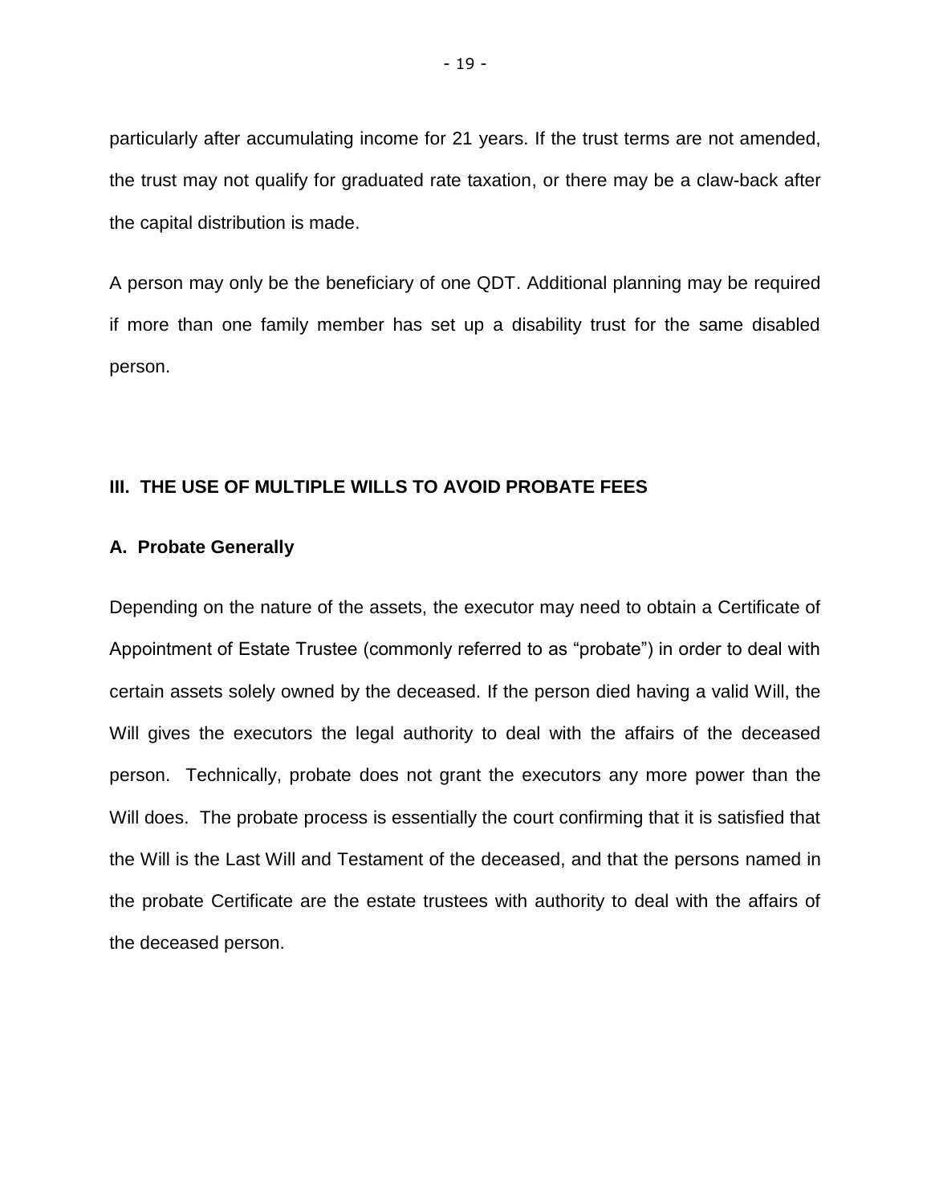particularly after accumulating income for 21 years. If the trust terms are not amended, the trust may not qualify for graduated rate taxation, or there may be a claw-back after the capital distribution is made.

A person may only be the beneficiary of one QDT. Additional planning may be required if more than one family member has set up a disability trust for the same disabled person.

## III. THE USE OF MULTIPLE WILLS TO AVOID PROBATE FEES

### A. Probate Generally

Depending on the nature of the assets, the executor may need to obtain a Certificate of Appointment of Estate Trustee (commonly referred to as "probate") in order to deal with certain assets solely owned by the deceased. If the person died having a valid Will, the Will gives the executors the legal authority to deal with the affairs of the deceased person. Technically, probate does not grant the executors any more power than the Will does. The probate process is essentially the court confirming that it is satisfied that the Will is the Last Will and Testament of the deceased, and that the persons named in the probate Certificate are the estate trustees with authority to deal with the affairs of the deceased person.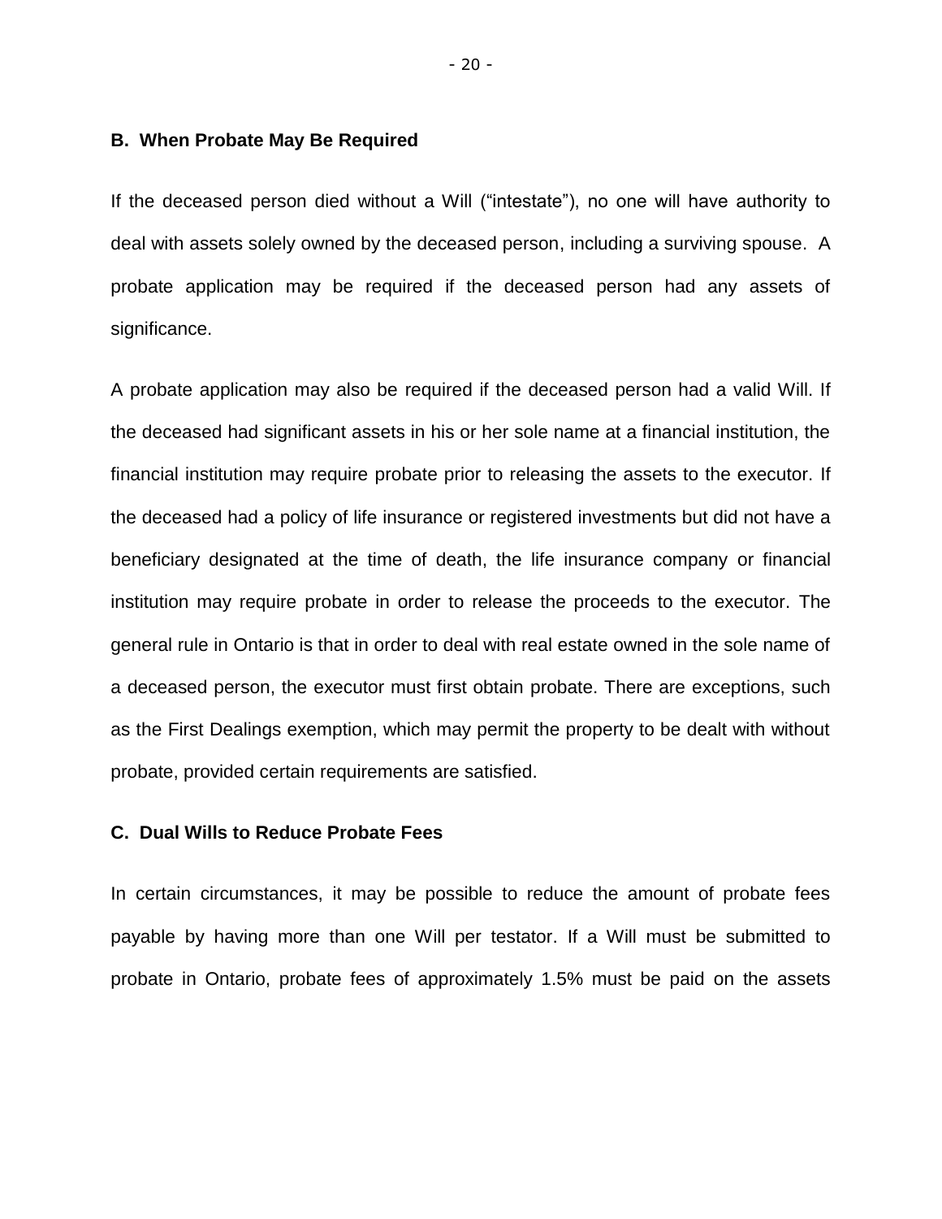### B. When Probate May Be Required

If the deceased person died without a Will (“intestate”), no one will have authority to deal with assets solely owned by the deceased person, including a surviving spouse. A probate application may be required if the deceased person had any assets of significance.

A probate application may also be required if the deceased person had a valid Will. If the deceased had significant assets in his or her sole name at a financial institution, the financial institution may require probate prior to releasing the assets to the executor. If the deceased had a policy of life insurance or registered investments but did not have a beneficiary designated at the time of death, the life insurance company or financial institution may require probate in order to release the proceeds to the executor. The general rule in Ontario is that in order to deal with real estate owned in the sole name of a deceased person, the executor must first obtain probate. There are exceptions, such as the First Dealings exemption, which may permit the property to be dealt with without probate, provided certain requirements are satisfied.

### C. Dual Wills to Reduce Probate Fees

In certain circumstances, it may be possible to reduce the amount of probate fees payable by having more than one Will per testator. If a Will must be submitted to probate in Ontario, probate fees of approximately 1.5% must be paid on the assets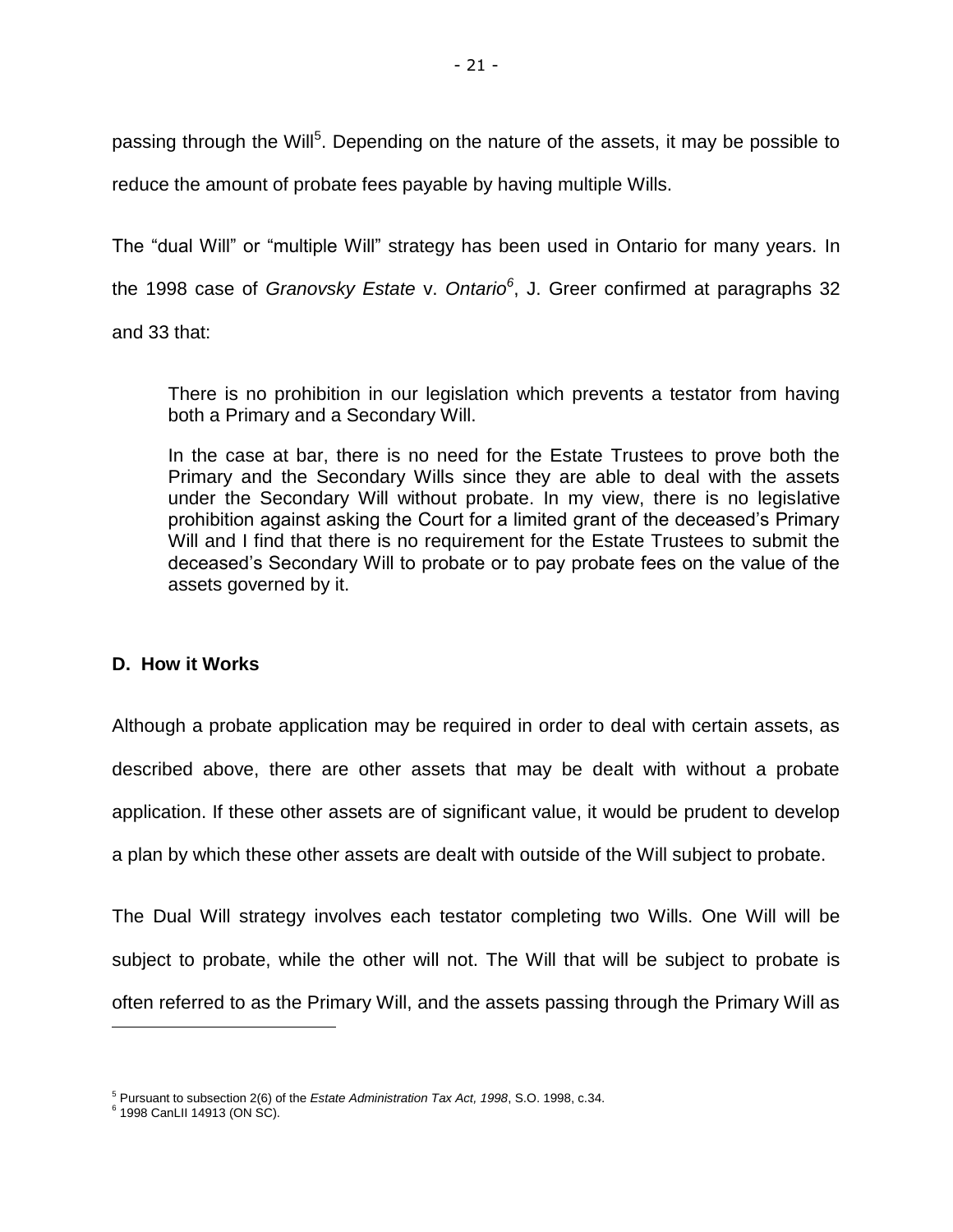passing through the Will[5]. Depending on the nature of the assets, it may be possible to reduce the amount of probate fees payable by having multiple Wills.

The "dual Will" or "multiple Will" strategy has been used in Ontario for many years. In the 1998 case of *Granovsky Estate* v. *Ontario*[6], J. Greer confirmed at paragraphs 32 and 33 that:

> There is no prohibition in our legislation which prevents a testator from having both a Primary and a Secondary Will.
>
> In the case at bar, there is no need for the Estate Trustees to prove both the Primary and the Secondary Wills since they are able to deal with the assets under the Secondary Will without probate. In my view, there is no legislative prohibition against asking the Court for a limited grant of the deceased's Primary Will and I find that there is no requirement for the Estate Trustees to submit the deceased's Secondary Will to probate or to pay probate fees on the value of the assets governed by it.

**D. How it Works**

Although a probate application may be required in order to deal with certain assets, as described above, there are other assets that may be dealt with without a probate application. If these other assets are of significant value, it would be prudent to develop a plan by which these other assets are dealt with outside of the Will subject to probate.

The Dual Will strategy involves each testator completing two Wills. One Will will be subject to probate, while the other will not. The Will that will be subject to probate is often referred to as the Primary Will, and the assets passing through the Primary Will as

---

[5] Pursuant to subsection 2(6) of the *Estate Administration Tax Act, 1998*, S.O. 1998, c.34.

[6] 1998 CanLII 14913 (ON SC).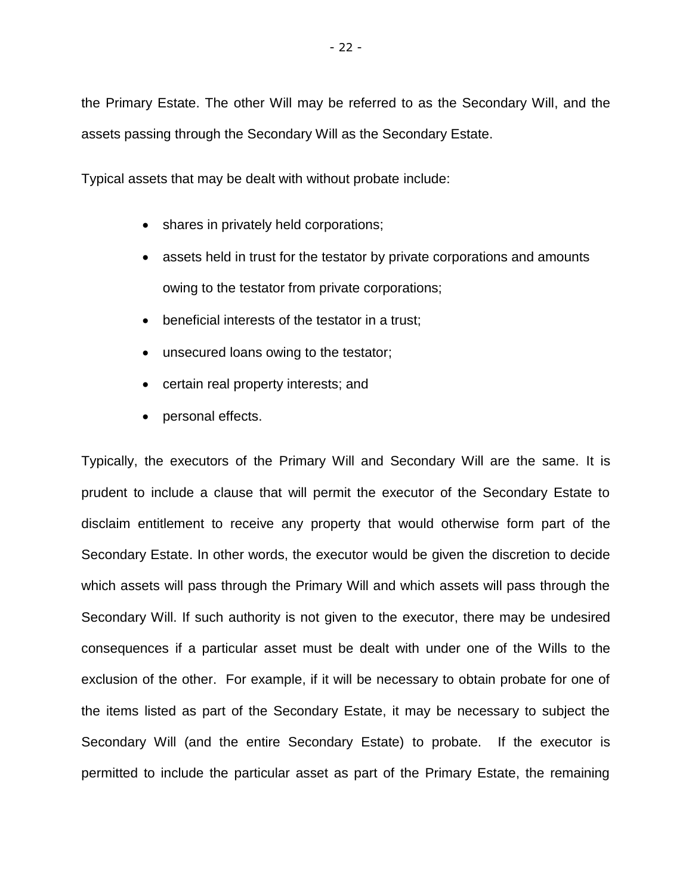the Primary Estate. The other Will may be referred to as the Secondary Will, and the assets passing through the Secondary Will as the Secondary Estate.

Typical assets that may be dealt with without probate include:

- shares in privately held corporations;
- assets held in trust for the testator by private corporations and amounts owing to the testator from private corporations;
- beneficial interests of the testator in a trust;
- unsecured loans owing to the testator;
- certain real property interests; and
- personal effects.

Typically, the executors of the Primary Will and Secondary Will are the same. It is prudent to include a clause that will permit the executor of the Secondary Estate to disclaim entitlement to receive any property that would otherwise form part of the Secondary Estate. In other words, the executor would be given the discretion to decide which assets will pass through the Primary Will and which assets will pass through the Secondary Will. If such authority is not given to the executor, there may be undesired consequences if a particular asset must be dealt with under one of the Wills to the exclusion of the other. For example, if it will be necessary to obtain probate for one of the items listed as part of the Secondary Estate, it may be necessary to subject the Secondary Will (and the entire Secondary Estate) to probate. If the executor is permitted to include the particular asset as part of the Primary Estate, the remaining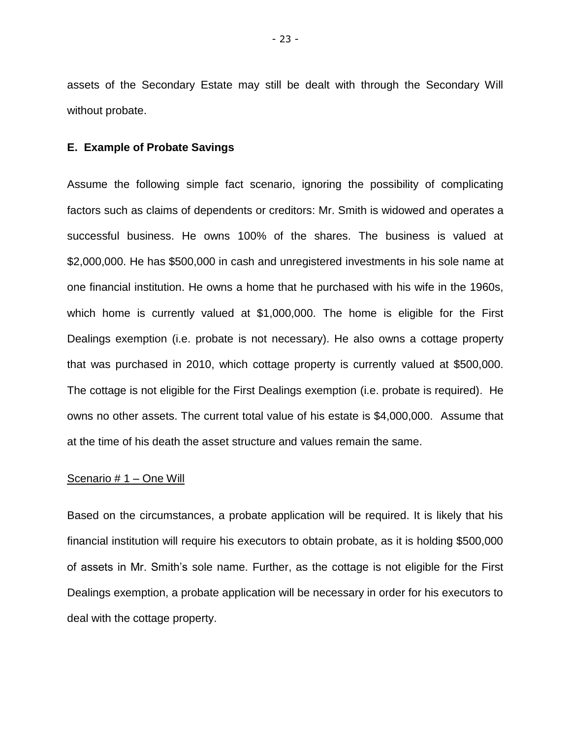assets of the Secondary Estate may still be dealt with through the Secondary Will without probate.

### E. Example of Probate Savings

Assume the following simple fact scenario, ignoring the possibility of complicating factors such as claims of dependents or creditors: Mr. Smith is widowed and operates a successful business. He owns 100% of the shares. The business is valued at $2,000,000. He has $500,000 in cash and unregistered investments in his sole name at one financial institution. He owns a home that he purchased with his wife in the 1960s, which home is currently valued at $1,000,000. The home is eligible for the First Dealings exemption (i.e. probate is not necessary). He also owns a cottage property that was purchased in 2010, which cottage property is currently valued at $500,000. The cottage is not eligible for the First Dealings exemption (i.e. probate is required). He owns no other assets. The current total value of his estate is $4,000,000. Assume that at the time of his death the asset structure and values remain the same.

<u>Scenario # 1 – One Will</u>

Based on the circumstances, a probate application will be required. It is likely that his financial institution will require his executors to obtain probate, as it is holding $500,000 of assets in Mr. Smith's sole name. Further, as the cottage is not eligible for the First Dealings exemption, a probate application will be necessary in order for his executors to deal with the cottage property.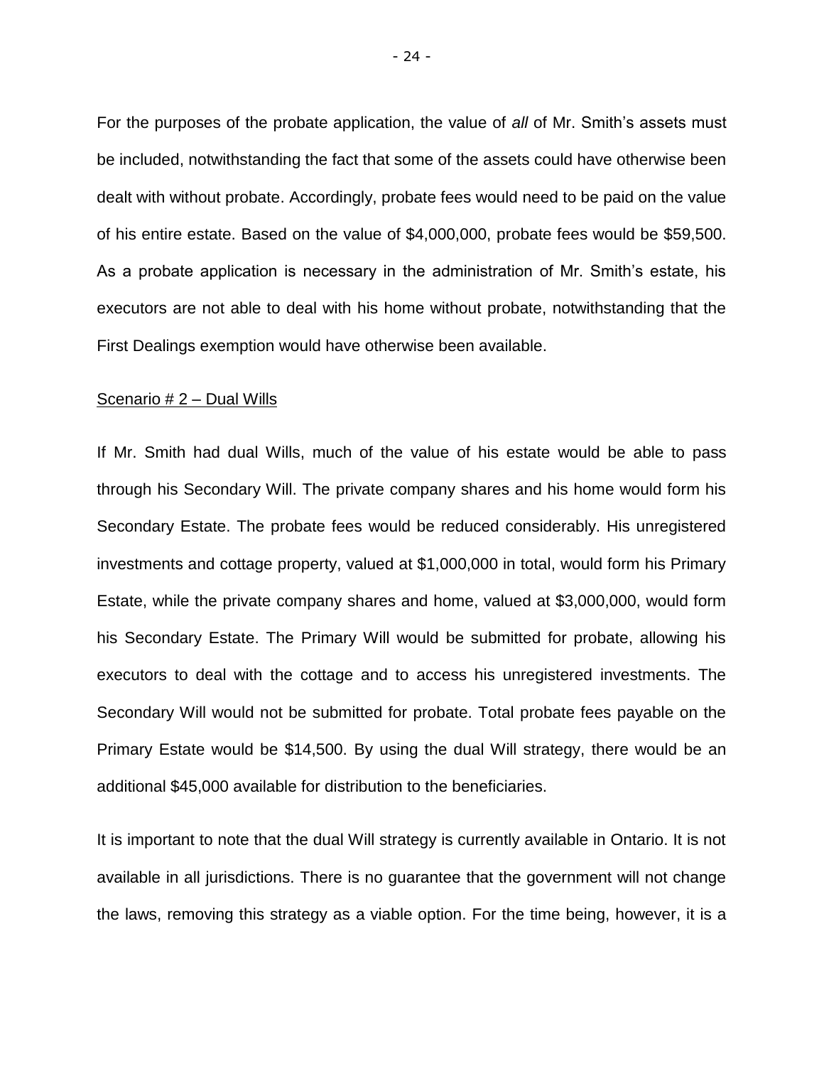For the purposes of the probate application, the value of *all* of Mr. Smith's assets must be included, notwithstanding the fact that some of the assets could have otherwise been dealt with without probate. Accordingly, probate fees would need to be paid on the value of his entire estate. Based on the value of $4,000,000, probate fees would be $59,500. As a probate application is necessary in the administration of Mr. Smith's estate, his executors are not able to deal with his home without probate, notwithstanding that the First Dealings exemption would have otherwise been available.

<u>Scenario # 2 – Dual Wills</u>

If Mr. Smith had dual Wills, much of the value of his estate would be able to pass through his Secondary Will. The private company shares and his home would form his Secondary Estate. The probate fees would be reduced considerably. His unregistered investments and cottage property, valued at $1,000,000 in total, would form his Primary Estate, while the private company shares and home, valued at $3,000,000, would form his Secondary Estate. The Primary Will would be submitted for probate, allowing his executors to deal with the cottage and to access his unregistered investments. The Secondary Will would not be submitted for probate. Total probate fees payable on the Primary Estate would be $14,500. By using the dual Will strategy, there would be an additional $45,000 available for distribution to the beneficiaries.

It is important to note that the dual Will strategy is currently available in Ontario. It is not available in all jurisdictions. There is no guarantee that the government will not change the laws, removing this strategy as a viable option. For the time being, however, it is a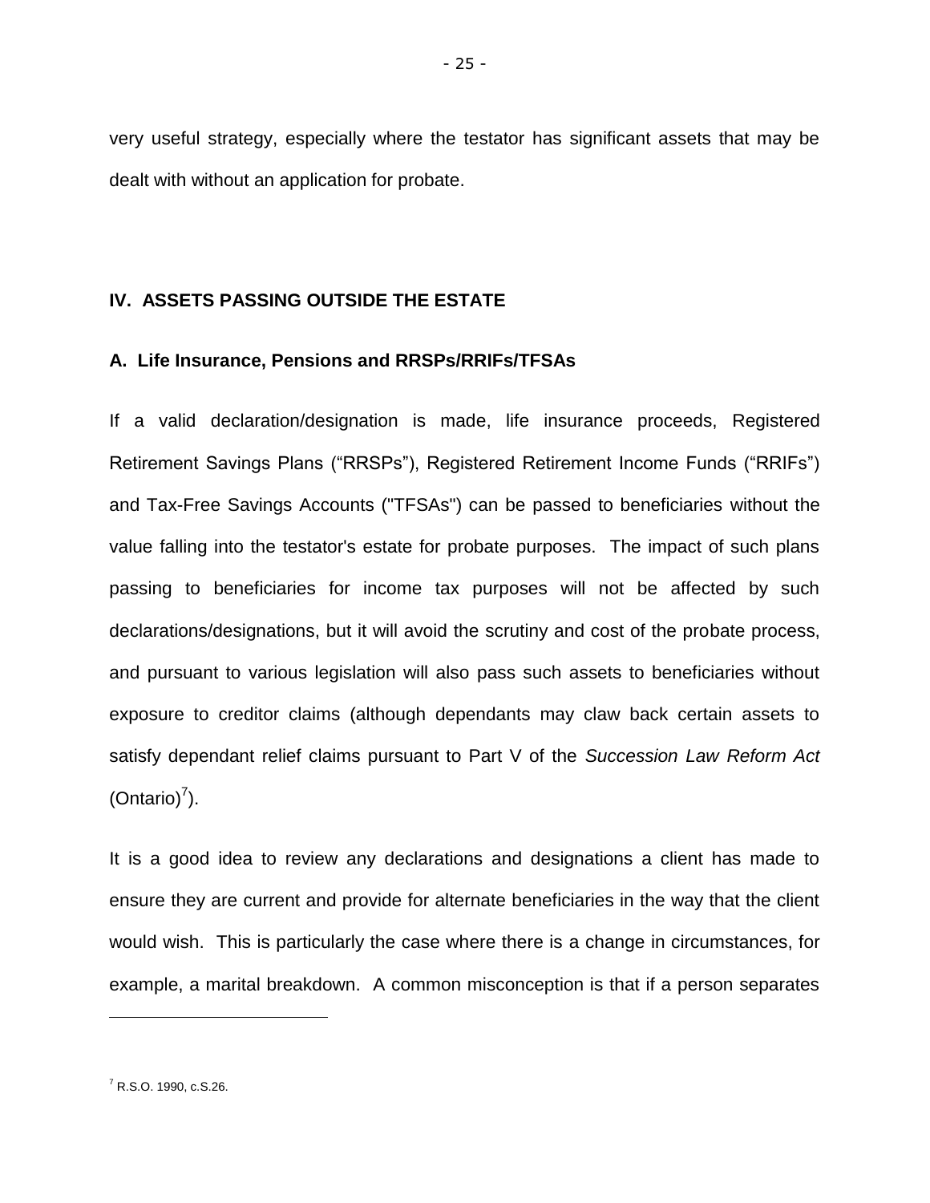very useful strategy, especially where the testator has significant assets that may be dealt with without an application for probate.

## IV. ASSETS PASSING OUTSIDE THE ESTATE

### A. Life Insurance, Pensions and RRSPs/RRIFs/TFSAs

If a valid declaration/designation is made, life insurance proceeds, Registered Retirement Savings Plans ("RRSPs"), Registered Retirement Income Funds ("RRIFs") and Tax-Free Savings Accounts ("TFSAs") can be passed to beneficiaries without the value falling into the testator's estate for probate purposes. The impact of such plans passing to beneficiaries for income tax purposes will not be affected by such declarations/designations, but it will avoid the scrutiny and cost of the probate process, and pursuant to various legislation will also pass such assets to beneficiaries without exposure to creditor claims (although dependants may claw back certain assets to satisfy dependant relief claims pursuant to Part V of the *Succession Law Reform Act* (Ontario)[7]).

It is a good idea to review any declarations and designations a client has made to ensure they are current and provide for alternate beneficiaries in the way that the client would wish. This is particularly the case where there is a change in circumstances, for example, a marital breakdown. A common misconception is that if a person separates

---

[7] R.S.O. 1990, c.S.26.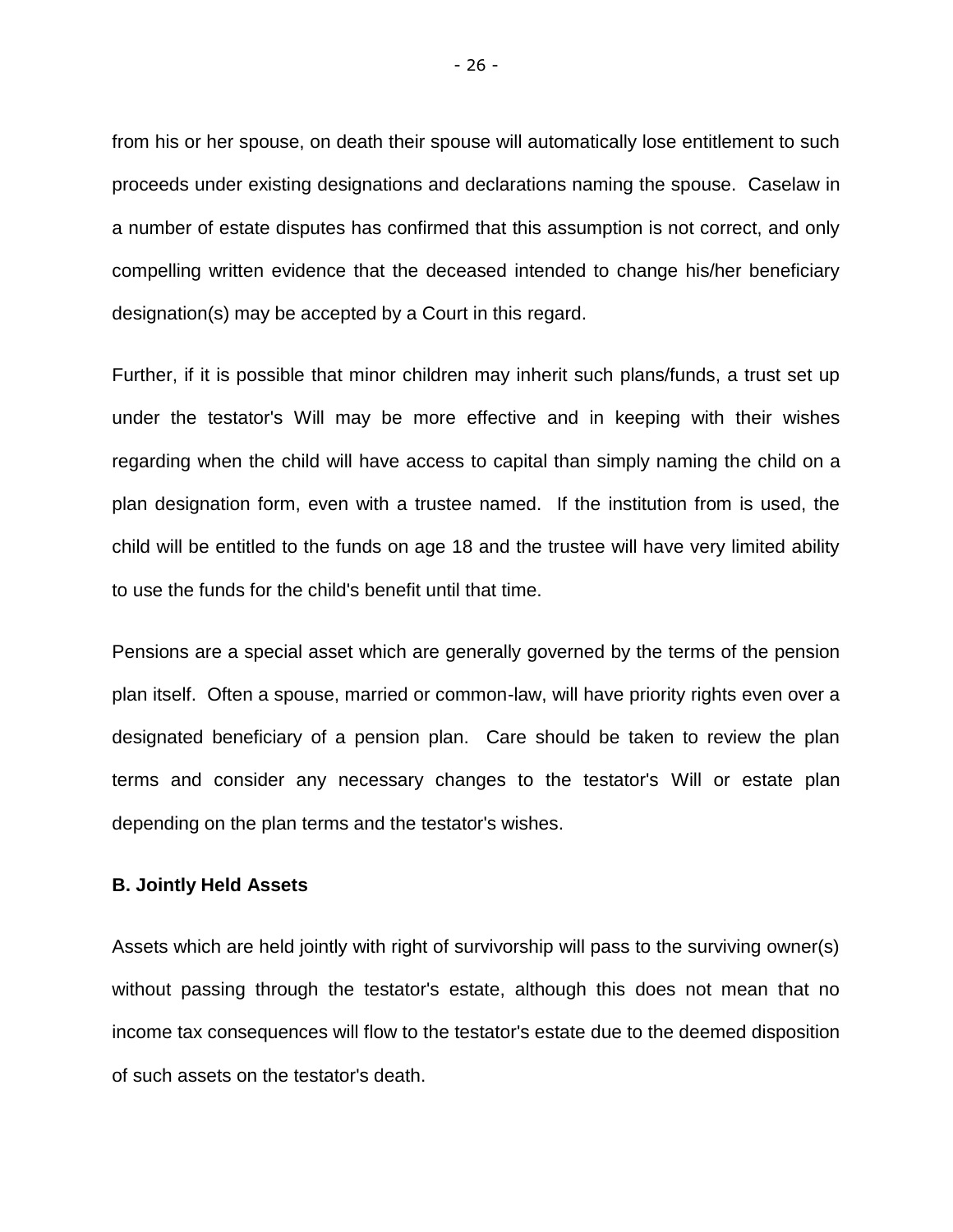from his or her spouse, on death their spouse will automatically lose entitlement to such proceeds under existing designations and declarations naming the spouse. Caselaw in a number of estate disputes has confirmed that this assumption is not correct, and only compelling written evidence that the deceased intended to change his/her beneficiary designation(s) may be accepted by a Court in this regard.

Further, if it is possible that minor children may inherit such plans/funds, a trust set up under the testator's Will may be more effective and in keeping with their wishes regarding when the child will have access to capital than simply naming the child on a plan designation form, even with a trustee named. If the institution from is used, the child will be entitled to the funds on age 18 and the trustee will have very limited ability to use the funds for the child's benefit until that time.

Pensions are a special asset which are generally governed by the terms of the pension plan itself. Often a spouse, married or common-law, will have priority rights even over a designated beneficiary of a pension plan. Care should be taken to review the plan terms and consider any necessary changes to the testator's Will or estate plan depending on the plan terms and the testator's wishes.

**B. Jointly Held Assets**

Assets which are held jointly with right of survivorship will pass to the surviving owner(s) without passing through the testator's estate, although this does not mean that no income tax consequences will flow to the testator's estate due to the deemed disposition of such assets on the testator's death.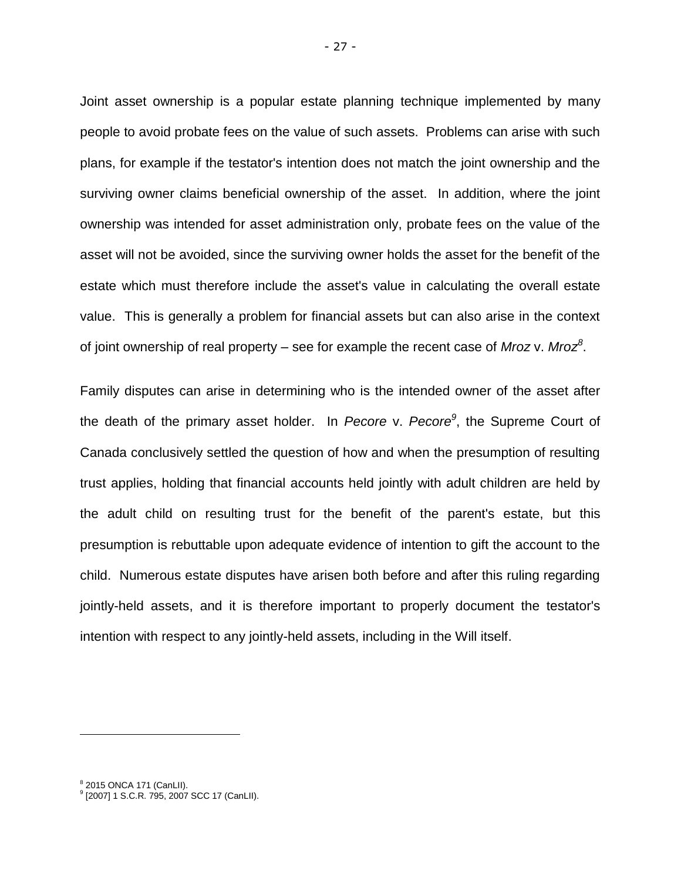Joint asset ownership is a popular estate planning technique implemented by many people to avoid probate fees on the value of such assets. Problems can arise with such plans, for example if the testator's intention does not match the joint ownership and the surviving owner claims beneficial ownership of the asset. In addition, where the joint ownership was intended for asset administration only, probate fees on the value of the asset will not be avoided, since the surviving owner holds the asset for the benefit of the estate which must therefore include the asset's value in calculating the overall estate value. This is generally a problem for financial assets but can also arise in the context of joint ownership of real property – see for example the recent case of *Mroz* v. *Mroz*[8].

Family disputes can arise in determining who is the intended owner of the asset after the death of the primary asset holder. In *Pecore* v. *Pecore*[9], the Supreme Court of Canada conclusively settled the question of how and when the presumption of resulting trust applies, holding that financial accounts held jointly with adult children are held by the adult child on resulting trust for the benefit of the parent's estate, but this presumption is rebuttable upon adequate evidence of intention to gift the account to the child. Numerous estate disputes have arisen both before and after this ruling regarding jointly-held assets, and it is therefore important to properly document the testator's intention with respect to any jointly-held assets, including in the Will itself.

---

[8] 2015 ONCA 171 (CanLII).

[9] [2007] 1 S.C.R. 795, 2007 SCC 17 (CanLII).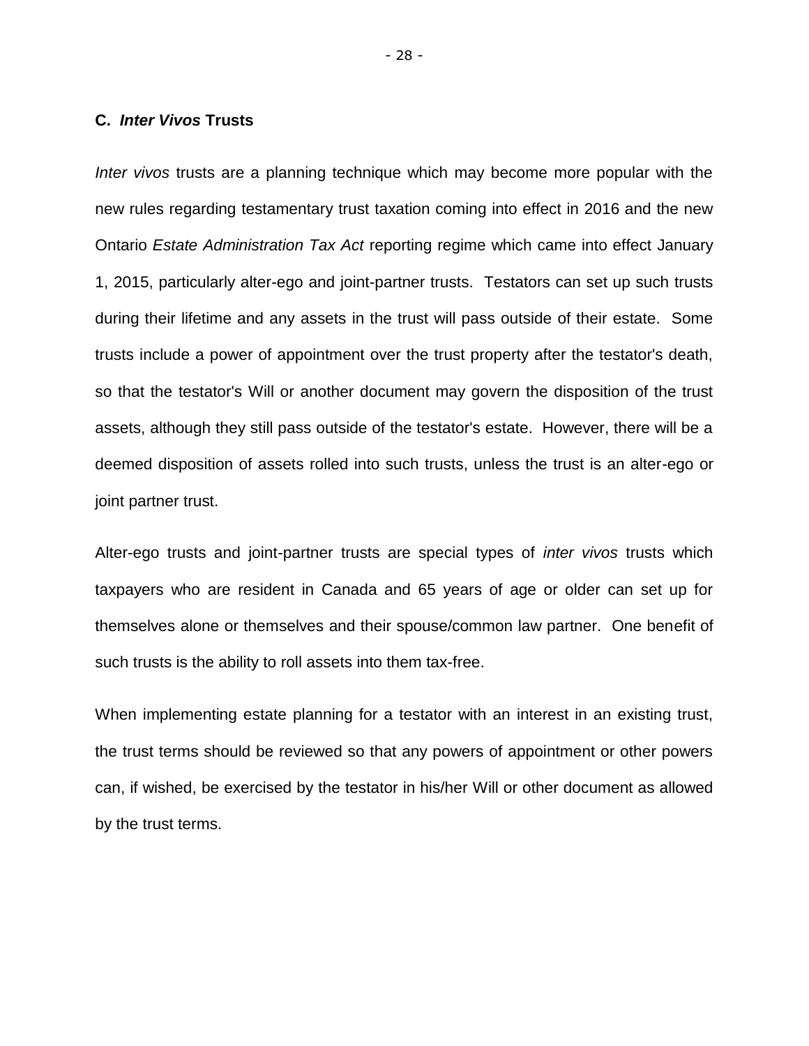### C. *Inter Vivos* Trusts

*Inter vivos* trusts are a planning technique which may become more popular with the new rules regarding testamentary trust taxation coming into effect in 2016 and the new Ontario *Estate Administration Tax Act* reporting regime which came into effect January 1, 2015, particularly alter-ego and joint-partner trusts. Testators can set up such trusts during their lifetime and any assets in the trust will pass outside of their estate. Some trusts include a power of appointment over the trust property after the testator's death, so that the testator's Will or another document may govern the disposition of the trust assets, although they still pass outside of the testator's estate. However, there will be a deemed disposition of assets rolled into such trusts, unless the trust is an alter-ego or joint partner trust.

Alter-ego trusts and joint-partner trusts are special types of *inter vivos* trusts which taxpayers who are resident in Canada and 65 years of age or older can set up for themselves alone or themselves and their spouse/common law partner. One benefit of such trusts is the ability to roll assets into them tax-free.

When implementing estate planning for a testator with an interest in an existing trust, the trust terms should be reviewed so that any powers of appointment or other powers can, if wished, be exercised by the testator in his/her Will or other document as allowed by the trust terms.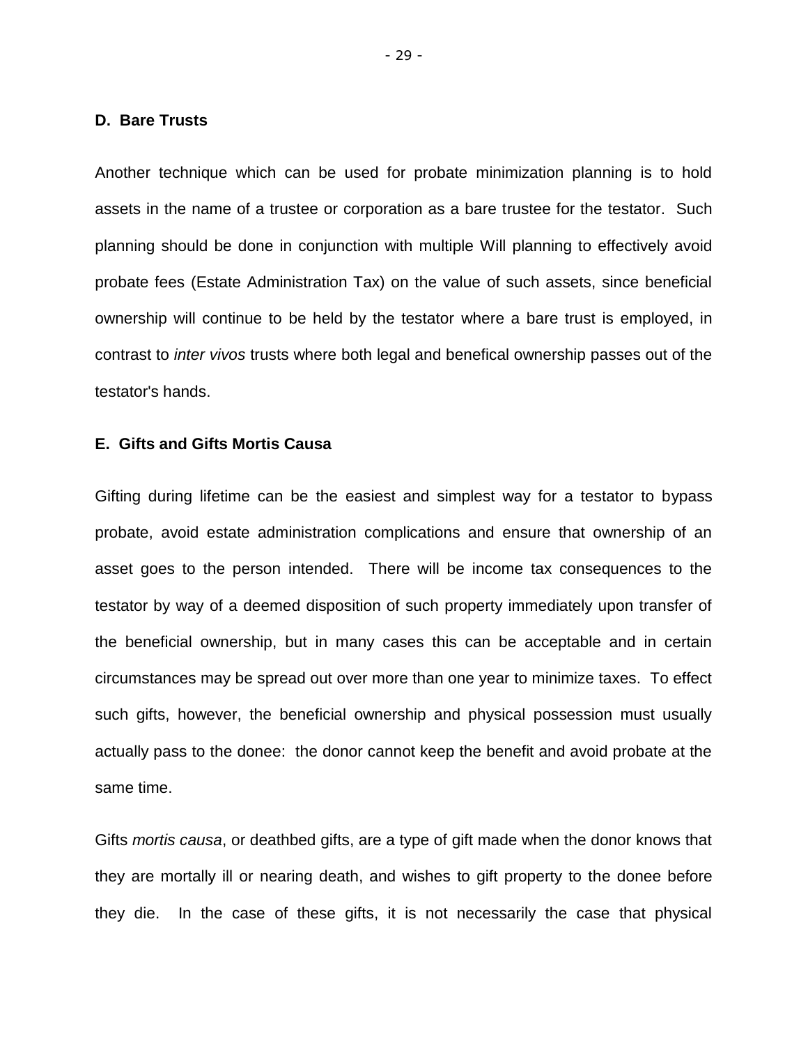### D. Bare Trusts

Another technique which can be used for probate minimization planning is to hold assets in the name of a trustee or corporation as a bare trustee for the testator. Such planning should be done in conjunction with multiple Will planning to effectively avoid probate fees (Estate Administration Tax) on the value of such assets, since beneficial ownership will continue to be held by the testator where a bare trust is employed, in contrast to *inter vivos* trusts where both legal and benefical ownership passes out of the testator's hands.

### E. Gifts and Gifts Mortis Causa

Gifting during lifetime can be the easiest and simplest way for a testator to bypass probate, avoid estate administration complications and ensure that ownership of an asset goes to the person intended. There will be income tax consequences to the testator by way of a deemed disposition of such property immediately upon transfer of the beneficial ownership, but in many cases this can be acceptable and in certain circumstances may be spread out over more than one year to minimize taxes. To effect such gifts, however, the beneficial ownership and physical possession must usually actually pass to the donee: the donor cannot keep the benefit and avoid probate at the same time.

Gifts *mortis causa*, or deathbed gifts, are a type of gift made when the donor knows that they are mortally ill or nearing death, and wishes to gift property to the donee before they die. In the case of these gifts, it is not necessarily the case that physical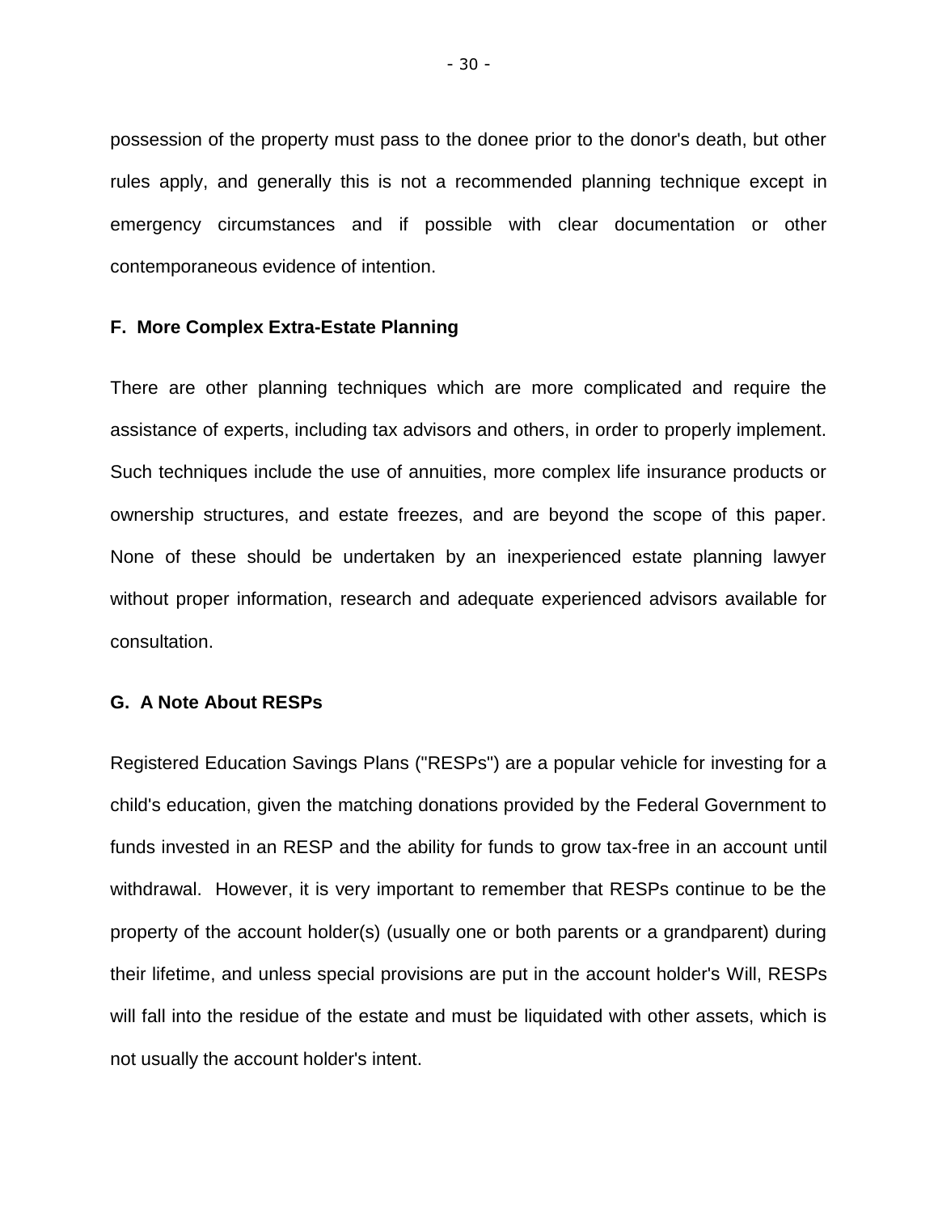possession of the property must pass to the donee prior to the donor's death, but other rules apply, and generally this is not a recommended planning technique except in emergency circumstances and if possible with clear documentation or other contemporaneous evidence of intention.

### F. More Complex Extra-Estate Planning

There are other planning techniques which are more complicated and require the assistance of experts, including tax advisors and others, in order to properly implement. Such techniques include the use of annuities, more complex life insurance products or ownership structures, and estate freezes, and are beyond the scope of this paper. None of these should be undertaken by an inexperienced estate planning lawyer without proper information, research and adequate experienced advisors available for consultation.

### G. A Note About RESPs

Registered Education Savings Plans ("RESPs") are a popular vehicle for investing for a child's education, given the matching donations provided by the Federal Government to funds invested in an RESP and the ability for funds to grow tax-free in an account until withdrawal. However, it is very important to remember that RESPs continue to be the property of the account holder(s) (usually one or both parents or a grandparent) during their lifetime, and unless special provisions are put in the account holder's Will, RESPs will fall into the residue of the estate and must be liquidated with other assets, which is not usually the account holder's intent.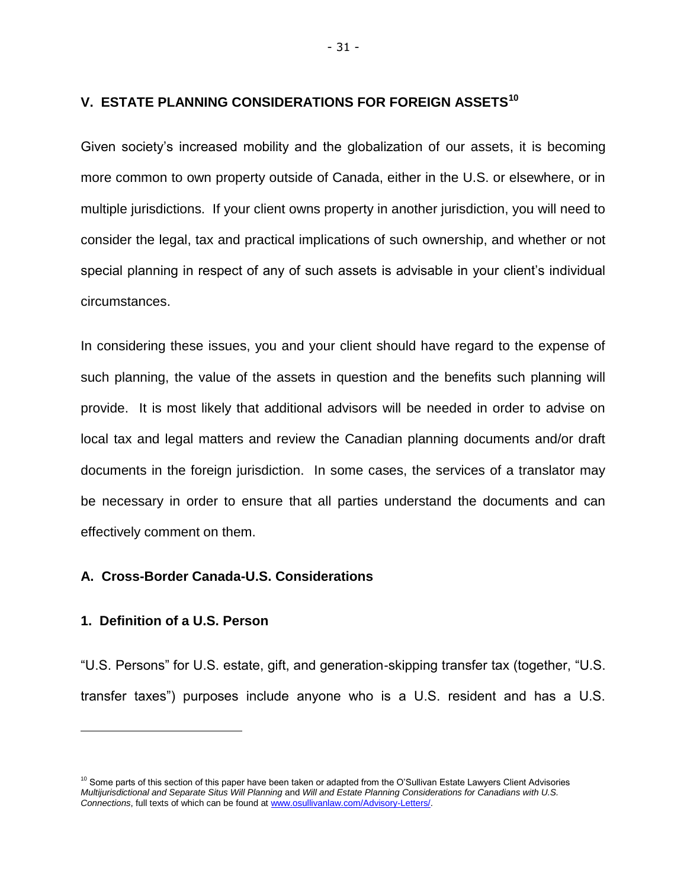## V. ESTATE PLANNING CONSIDERATIONS FOR FOREIGN ASSETS[10]

Given society's increased mobility and the globalization of our assets, it is becoming more common to own property outside of Canada, either in the U.S. or elsewhere, or in multiple jurisdictions. If your client owns property in another jurisdiction, you will need to consider the legal, tax and practical implications of such ownership, and whether or not special planning in respect of any of such assets is advisable in your client's individual circumstances.

In considering these issues, you and your client should have regard to the expense of such planning, the value of the assets in question and the benefits such planning will provide. It is most likely that additional advisors will be needed in order to advise on local tax and legal matters and review the Canadian planning documents and/or draft documents in the foreign jurisdiction. In some cases, the services of a translator may be necessary in order to ensure that all parties understand the documents and can effectively comment on them.

### A. Cross-Border Canada-U.S. Considerations

#### 1. Definition of a U.S. Person

"U.S. Persons" for U.S. estate, gift, and generation-skipping transfer tax (together, "U.S. transfer taxes") purposes include anyone who is a U.S. resident and has a U.S.

---

[10] Some parts of this section of this paper have been taken or adapted from the O'Sullivan Estate Lawyers Client Advisories *Multijurisdictional and Separate Situs Will Planning* and *Will and Estate Planning Considerations for Canadians with U.S. Connections*, full texts of which can be found at www.osullivanlaw.com/Advisory-Letters/.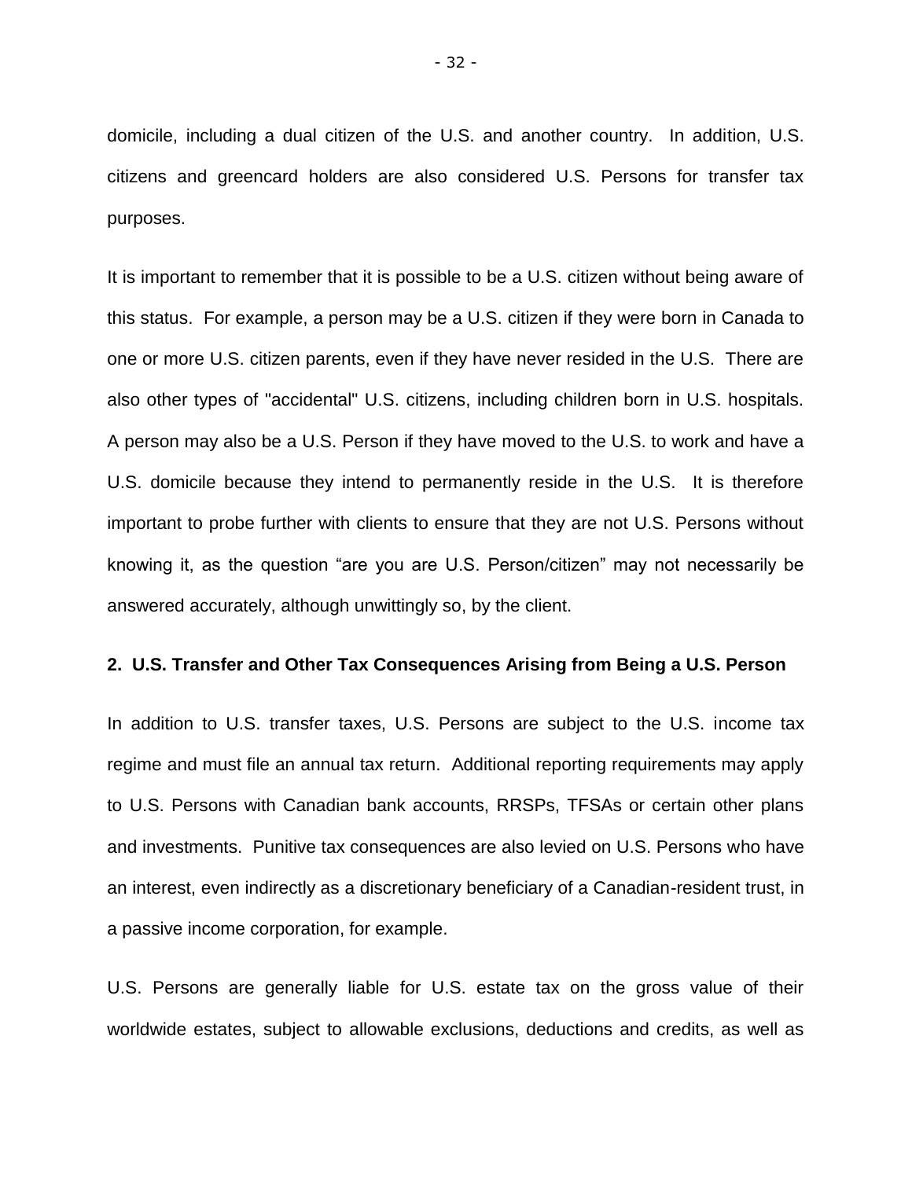domicile, including a dual citizen of the U.S. and another country. In addition, U.S. citizens and greencard holders are also considered U.S. Persons for transfer tax purposes.

It is important to remember that it is possible to be a U.S. citizen without being aware of this status. For example, a person may be a U.S. citizen if they were born in Canada to one or more U.S. citizen parents, even if they have never resided in the U.S. There are also other types of "accidental" U.S. citizens, including children born in U.S. hospitals. A person may also be a U.S. Person if they have moved to the U.S. to work and have a U.S. domicile because they intend to permanently reside in the U.S. It is therefore important to probe further with clients to ensure that they are not U.S. Persons without knowing it, as the question "are you are U.S. Person/citizen" may not necessarily be answered accurately, although unwittingly so, by the client.

**2. U.S. Transfer and Other Tax Consequences Arising from Being a U.S. Person**

In addition to U.S. transfer taxes, U.S. Persons are subject to the U.S. income tax regime and must file an annual tax return. Additional reporting requirements may apply to U.S. Persons with Canadian bank accounts, RRSPs, TFSAs or certain other plans and investments. Punitive tax consequences are also levied on U.S. Persons who have an interest, even indirectly as a discretionary beneficiary of a Canadian-resident trust, in a passive income corporation, for example.

U.S. Persons are generally liable for U.S. estate tax on the gross value of their worldwide estates, subject to allowable exclusions, deductions and credits, as well as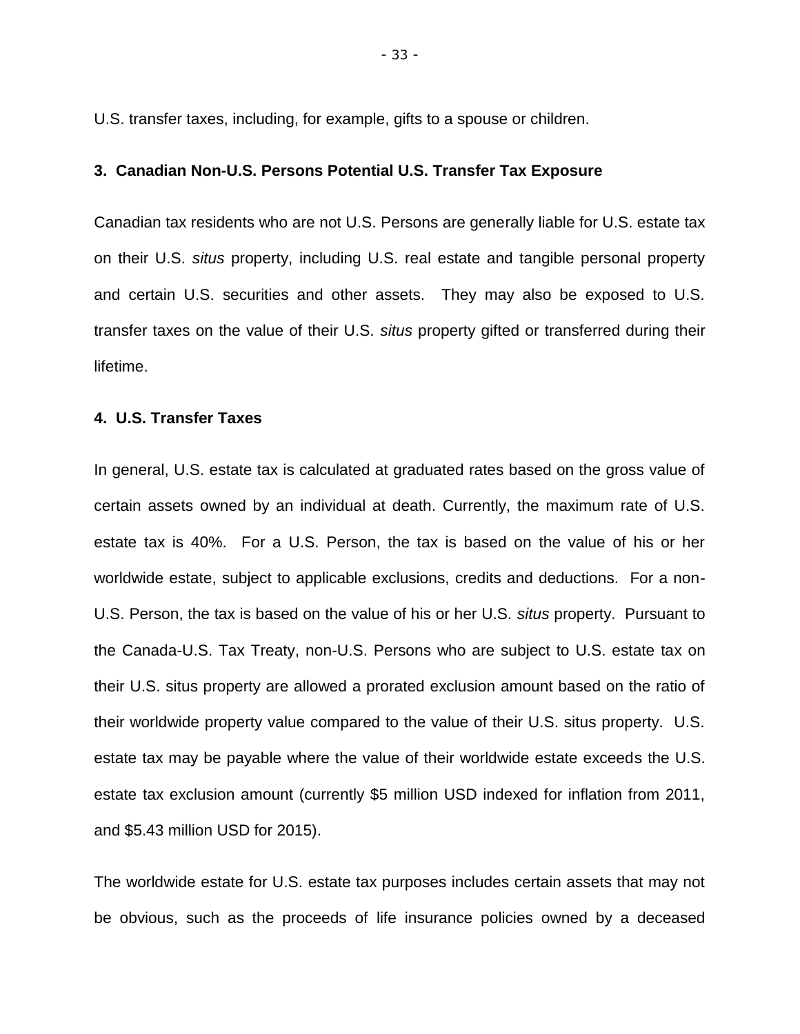U.S. transfer taxes, including, for example, gifts to a spouse or children.

### 3. Canadian Non-U.S. Persons Potential U.S. Transfer Tax Exposure

Canadian tax residents who are not U.S. Persons are generally liable for U.S. estate tax on their U.S. *situs* property, including U.S. real estate and tangible personal property and certain U.S. securities and other assets. They may also be exposed to U.S. transfer taxes on the value of their U.S. *situs* property gifted or transferred during their lifetime.

### 4. U.S. Transfer Taxes

In general, U.S. estate tax is calculated at graduated rates based on the gross value of certain assets owned by an individual at death. Currently, the maximum rate of U.S. estate tax is 40%. For a U.S. Person, the tax is based on the value of his or her worldwide estate, subject to applicable exclusions, credits and deductions. For a non-U.S. Person, the tax is based on the value of his or her U.S. *situs* property. Pursuant to the Canada-U.S. Tax Treaty, non-U.S. Persons who are subject to U.S. estate tax on their U.S. situs property are allowed a prorated exclusion amount based on the ratio of their worldwide property value compared to the value of their U.S. situs property. U.S. estate tax may be payable where the value of their worldwide estate exceeds the U.S. estate tax exclusion amount (currently $5 million USD indexed for inflation from 2011, and $5.43 million USD for 2015).

The worldwide estate for U.S. estate tax purposes includes certain assets that may not be obvious, such as the proceeds of life insurance policies owned by a deceased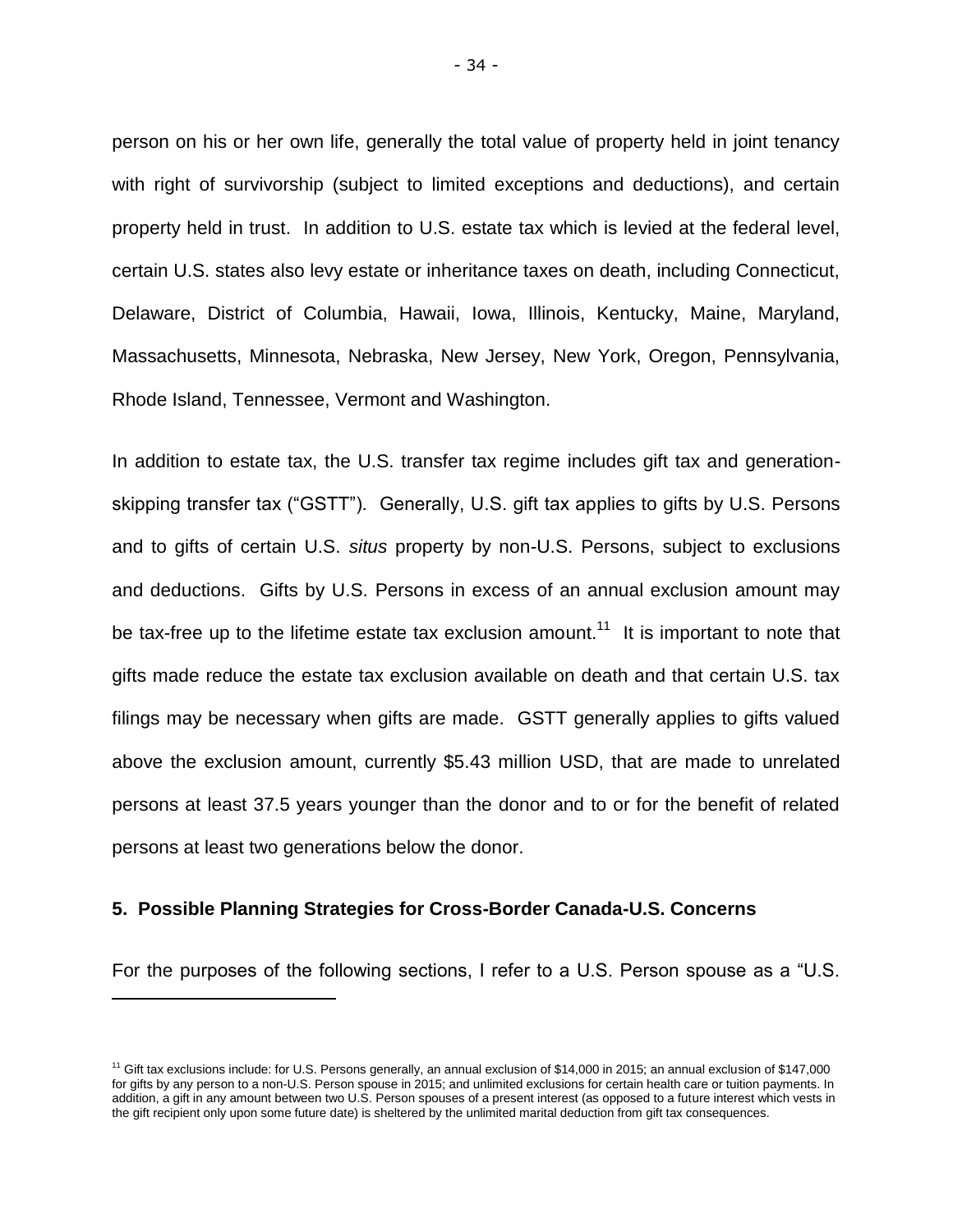person on his or her own life, generally the total value of property held in joint tenancy with right of survivorship (subject to limited exceptions and deductions), and certain property held in trust. In addition to U.S. estate tax which is levied at the federal level, certain U.S. states also levy estate or inheritance taxes on death, including Connecticut, Delaware, District of Columbia, Hawaii, Iowa, Illinois, Kentucky, Maine, Maryland, Massachusetts, Minnesota, Nebraska, New Jersey, New York, Oregon, Pennsylvania, Rhode Island, Tennessee, Vermont and Washington.

In addition to estate tax, the U.S. transfer tax regime includes gift tax and generation-skipping transfer tax ("GSTT"). Generally, U.S. gift tax applies to gifts by U.S. Persons and to gifts of certain U.S. *situs* property by non-U.S. Persons, subject to exclusions and deductions. Gifts by U.S. Persons in excess of an annual exclusion amount may be tax-free up to the lifetime estate tax exclusion amount.[11] It is important to note that gifts made reduce the estate tax exclusion available on death and that certain U.S. tax filings may be necessary when gifts are made. GSTT generally applies to gifts valued above the exclusion amount, currently \$5.43 million USD, that are made to unrelated persons at least 37.5 years younger than the donor and to or for the benefit of related persons at least two generations below the donor.

### 5. Possible Planning Strategies for Cross-Border Canada-U.S. Concerns

For the purposes of the following sections, I refer to a U.S. Person spouse as a "U.S.

---

[11] Gift tax exclusions include: for U.S. Persons generally, an annual exclusion of \$14,000 in 2015; an annual exclusion of \$147,000 for gifts by any person to a non-U.S. Person spouse in 2015; and unlimited exclusions for certain health care or tuition payments. In addition, a gift in any amount between two U.S. Person spouses of a present interest (as opposed to a future interest which vests in the gift recipient only upon some future date) is sheltered by the unlimited marital deduction from gift tax consequences.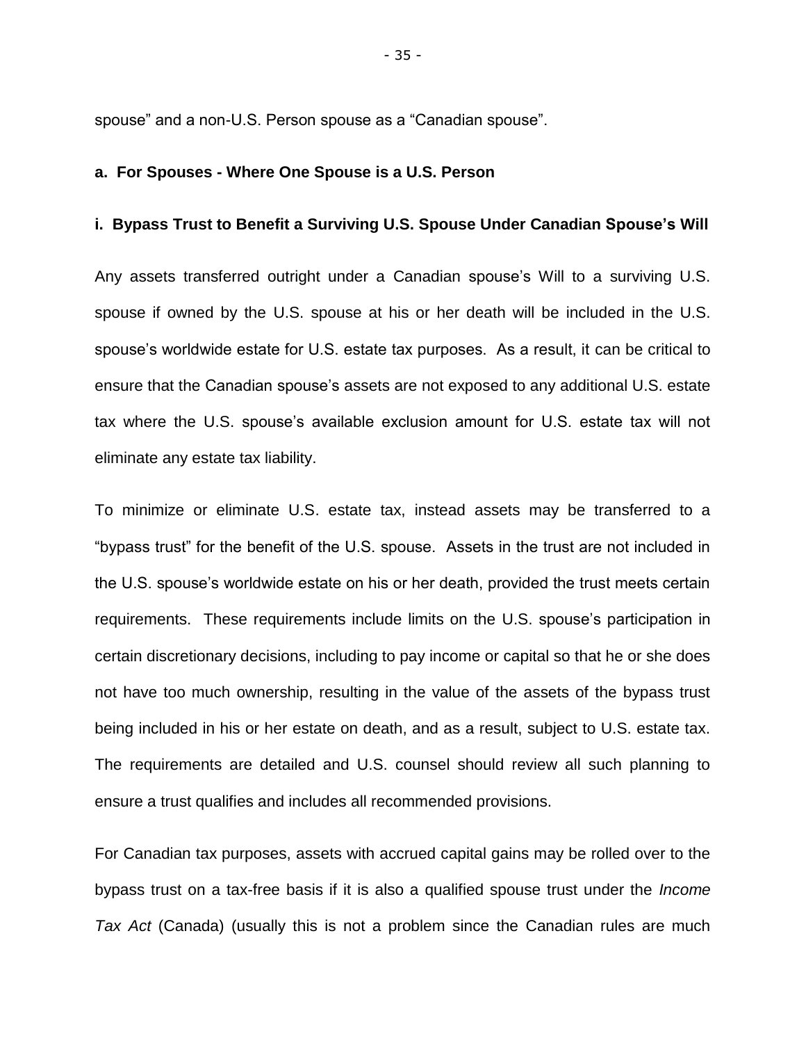spouse" and a non-U.S. Person spouse as a "Canadian spouse".

**a. For Spouses - Where One Spouse is a U.S. Person**

**i. Bypass Trust to Benefit a Surviving U.S. Spouse Under Canadian Spouse's Will**

Any assets transferred outright under a Canadian spouse's Will to a surviving U.S. spouse if owned by the U.S. spouse at his or her death will be included in the U.S. spouse's worldwide estate for U.S. estate tax purposes. As a result, it can be critical to ensure that the Canadian spouse's assets are not exposed to any additional U.S. estate tax where the U.S. spouse's available exclusion amount for U.S. estate tax will not eliminate any estate tax liability.

To minimize or eliminate U.S. estate tax, instead assets may be transferred to a "bypass trust" for the benefit of the U.S. spouse. Assets in the trust are not included in the U.S. spouse's worldwide estate on his or her death, provided the trust meets certain requirements. These requirements include limits on the U.S. spouse's participation in certain discretionary decisions, including to pay income or capital so that he or she does not have too much ownership, resulting in the value of the assets of the bypass trust being included in his or her estate on death, and as a result, subject to U.S. estate tax. The requirements are detailed and U.S. counsel should review all such planning to ensure a trust qualifies and includes all recommended provisions.

For Canadian tax purposes, assets with accrued capital gains may be rolled over to the bypass trust on a tax-free basis if it is also a qualified spouse trust under the *Income Tax Act* (Canada) (usually this is not a problem since the Canadian rules are much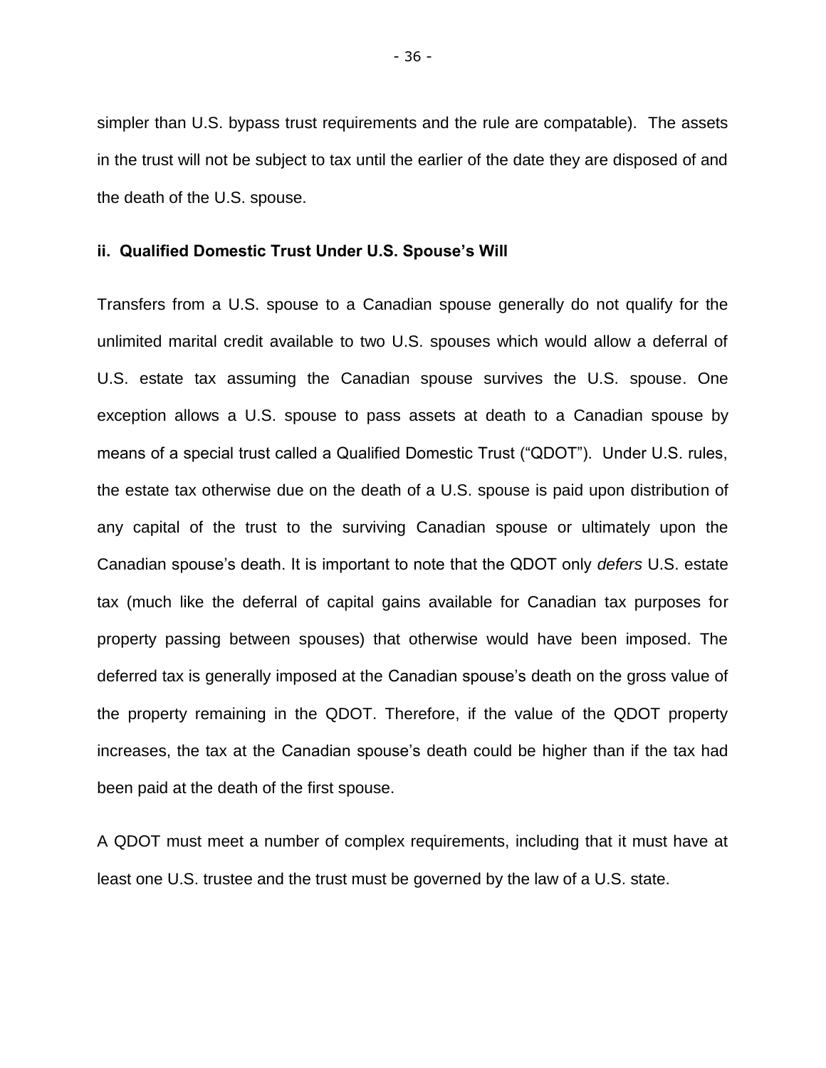simpler than U.S. bypass trust requirements and the rule are compatable). The assets in the trust will not be subject to tax until the earlier of the date they are disposed of and the death of the U.S. spouse.

### ii. Qualified Domestic Trust Under U.S. Spouse's Will

Transfers from a U.S. spouse to a Canadian spouse generally do not qualify for the unlimited marital credit available to two U.S. spouses which would allow a deferral of U.S. estate tax assuming the Canadian spouse survives the U.S. spouse. One exception allows a U.S. spouse to pass assets at death to a Canadian spouse by means of a special trust called a Qualified Domestic Trust ("QDOT"). Under U.S. rules, the estate tax otherwise due on the death of a U.S. spouse is paid upon distribution of any capital of the trust to the surviving Canadian spouse or ultimately upon the Canadian spouse's death. It is important to note that the QDOT only *defers* U.S. estate tax (much like the deferral of capital gains available for Canadian tax purposes for property passing between spouses) that otherwise would have been imposed. The deferred tax is generally imposed at the Canadian spouse's death on the gross value of the property remaining in the QDOT. Therefore, if the value of the QDOT property increases, the tax at the Canadian spouse's death could be higher than if the tax had been paid at the death of the first spouse.

A QDOT must meet a number of complex requirements, including that it must have at least one U.S. trustee and the trust must be governed by the law of a U.S. state.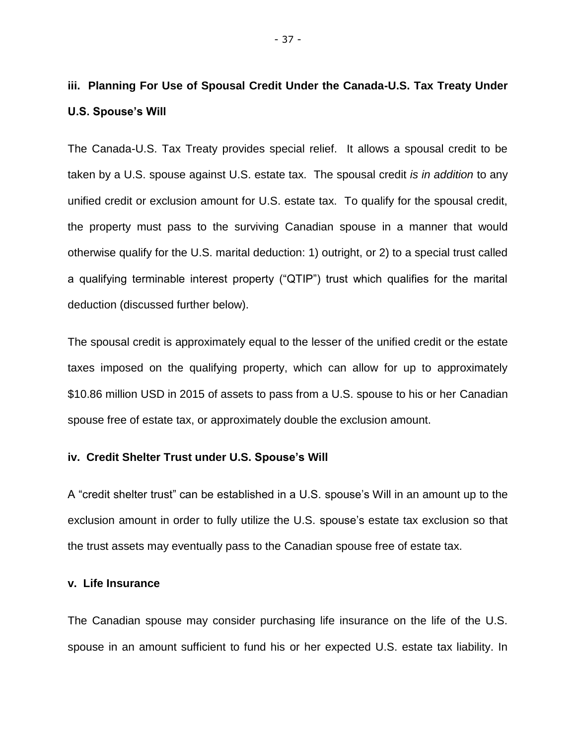### iii. Planning For Use of Spousal Credit Under the Canada-U.S. Tax Treaty Under U.S. Spouse's Will

The Canada-U.S. Tax Treaty provides special relief. It allows a spousal credit to be taken by a U.S. spouse against U.S. estate tax. The spousal credit *is in addition* to any unified credit or exclusion amount for U.S. estate tax. To qualify for the spousal credit, the property must pass to the surviving Canadian spouse in a manner that would otherwise qualify for the U.S. marital deduction: 1) outright, or 2) to a special trust called a qualifying terminable interest property ("QTIP") trust which qualifies for the marital deduction (discussed further below).

The spousal credit is approximately equal to the lesser of the unified credit or the estate taxes imposed on the qualifying property, which can allow for up to approximately $10.86 million USD in 2015 of assets to pass from a U.S. spouse to his or her Canadian spouse free of estate tax, or approximately double the exclusion amount.

### iv. Credit Shelter Trust under U.S. Spouse's Will

A "credit shelter trust" can be established in a U.S. spouse's Will in an amount up to the exclusion amount in order to fully utilize the U.S. spouse's estate tax exclusion so that the trust assets may eventually pass to the Canadian spouse free of estate tax.

### v. Life Insurance

The Canadian spouse may consider purchasing life insurance on the life of the U.S. spouse in an amount sufficient to fund his or her expected U.S. estate tax liability. In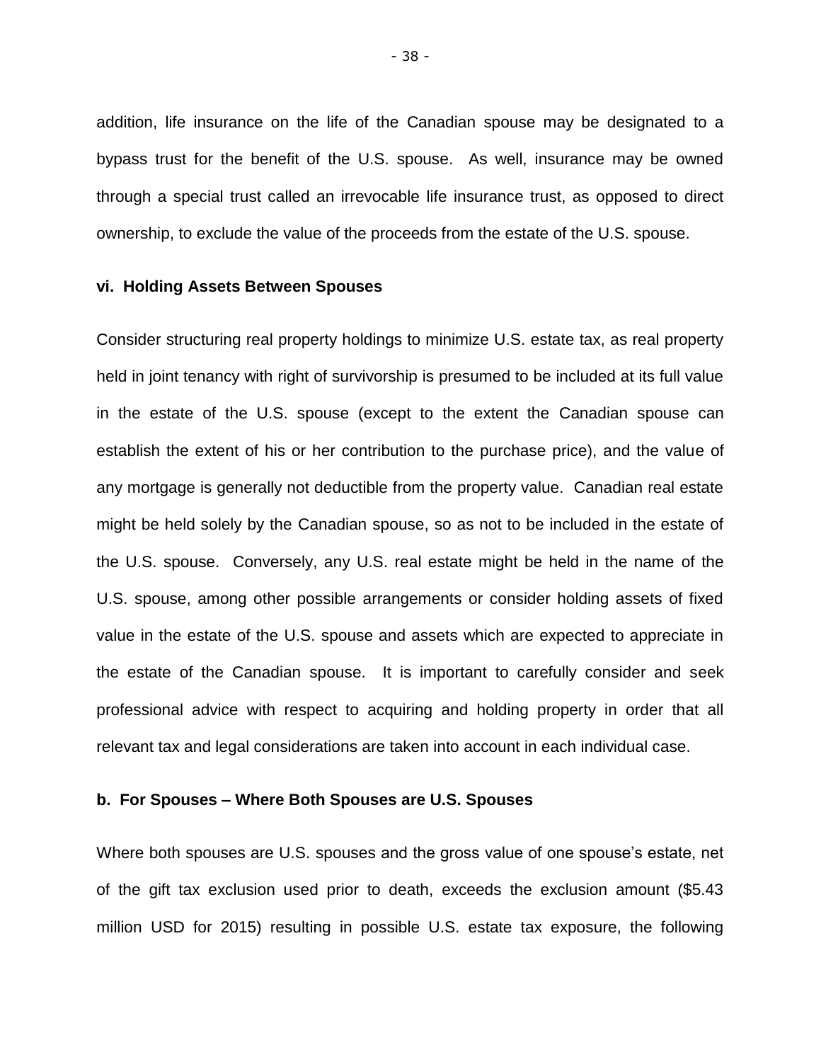addition, life insurance on the life of the Canadian spouse may be designated to a bypass trust for the benefit of the U.S. spouse. As well, insurance may be owned through a special trust called an irrevocable life insurance trust, as opposed to direct ownership, to exclude the value of the proceeds from the estate of the U.S. spouse.

**vi. Holding Assets Between Spouses**

Consider structuring real property holdings to minimize U.S. estate tax, as real property held in joint tenancy with right of survivorship is presumed to be included at its full value in the estate of the U.S. spouse (except to the extent the Canadian spouse can establish the extent of his or her contribution to the purchase price), and the value of any mortgage is generally not deductible from the property value. Canadian real estate might be held solely by the Canadian spouse, so as not to be included in the estate of the U.S. spouse. Conversely, any U.S. real estate might be held in the name of the U.S. spouse, among other possible arrangements or consider holding assets of fixed value in the estate of the U.S. spouse and assets which are expected to appreciate in the estate of the Canadian spouse. It is important to carefully consider and seek professional advice with respect to acquiring and holding property in order that all relevant tax and legal considerations are taken into account in each individual case.

**b. For Spouses – Where Both Spouses are U.S. Spouses**

Where both spouses are U.S. spouses and the gross value of one spouse's estate, net of the gift tax exclusion used prior to death, exceeds the exclusion amount ($5.43 million USD for 2015) resulting in possible U.S. estate tax exposure, the following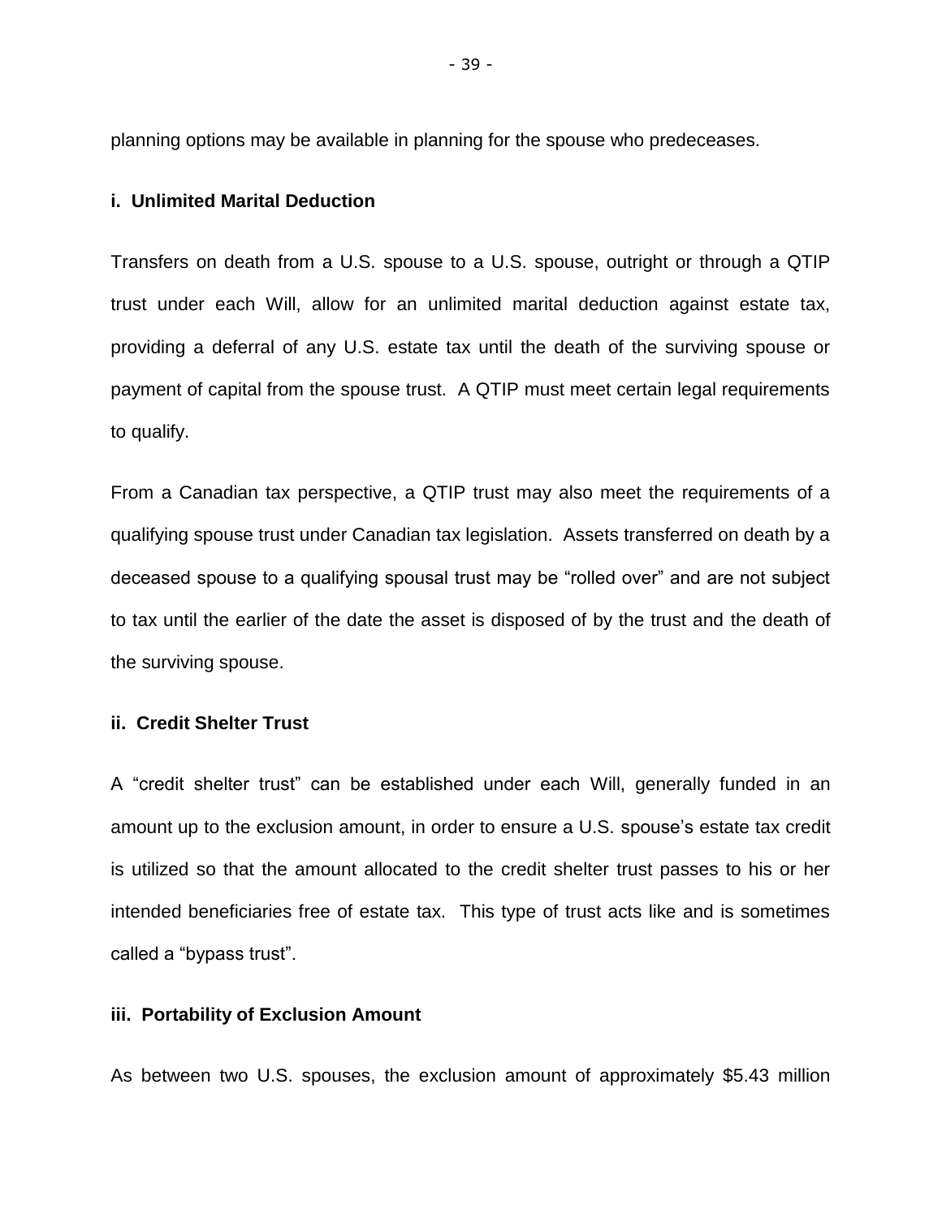planning options may be available in planning for the spouse who predeceases.

#### i. Unlimited Marital Deduction

Transfers on death from a U.S. spouse to a U.S. spouse, outright or through a QTIP trust under each Will, allow for an unlimited marital deduction against estate tax, providing a deferral of any U.S. estate tax until the death of the surviving spouse or payment of capital from the spouse trust. A QTIP must meet certain legal requirements to qualify.

From a Canadian tax perspective, a QTIP trust may also meet the requirements of a qualifying spouse trust under Canadian tax legislation. Assets transferred on death by a deceased spouse to a qualifying spousal trust may be "rolled over" and are not subject to tax until the earlier of the date the asset is disposed of by the trust and the death of the surviving spouse.

#### ii. Credit Shelter Trust

A "credit shelter trust" can be established under each Will, generally funded in an amount up to the exclusion amount, in order to ensure a U.S. spouse's estate tax credit is utilized so that the amount allocated to the credit shelter trust passes to his or her intended beneficiaries free of estate tax. This type of trust acts like and is sometimes called a "bypass trust".

#### iii. Portability of Exclusion Amount

As between two U.S. spouses, the exclusion amount of approximately $5.43 million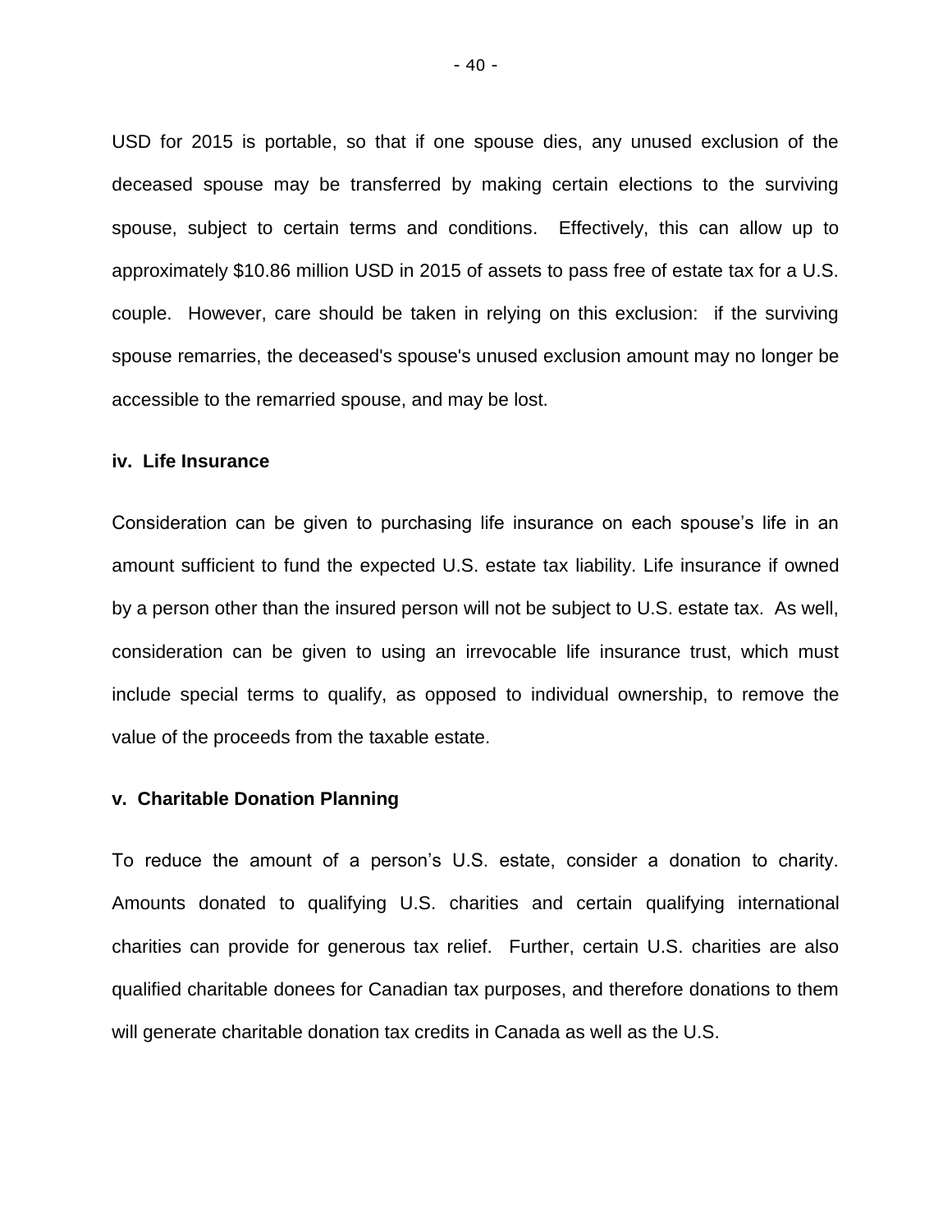USD for 2015 is portable, so that if one spouse dies, any unused exclusion of the deceased spouse may be transferred by making certain elections to the surviving spouse, subject to certain terms and conditions. Effectively, this can allow up to approximately $10.86 million USD in 2015 of assets to pass free of estate tax for a U.S. couple. However, care should be taken in relying on this exclusion: if the surviving spouse remarries, the deceased's spouse's unused exclusion amount may no longer be accessible to the remarried spouse, and may be lost.

### iv. Life Insurance

Consideration can be given to purchasing life insurance on each spouse's life in an amount sufficient to fund the expected U.S. estate tax liability. Life insurance if owned by a person other than the insured person will not be subject to U.S. estate tax. As well, consideration can be given to using an irrevocable life insurance trust, which must include special terms to qualify, as opposed to individual ownership, to remove the value of the proceeds from the taxable estate.

### v. Charitable Donation Planning

To reduce the amount of a person's U.S. estate, consider a donation to charity. Amounts donated to qualifying U.S. charities and certain qualifying international charities can provide for generous tax relief. Further, certain U.S. charities are also qualified charitable donees for Canadian tax purposes, and therefore donations to them will generate charitable donation tax credits in Canada as well as the U.S.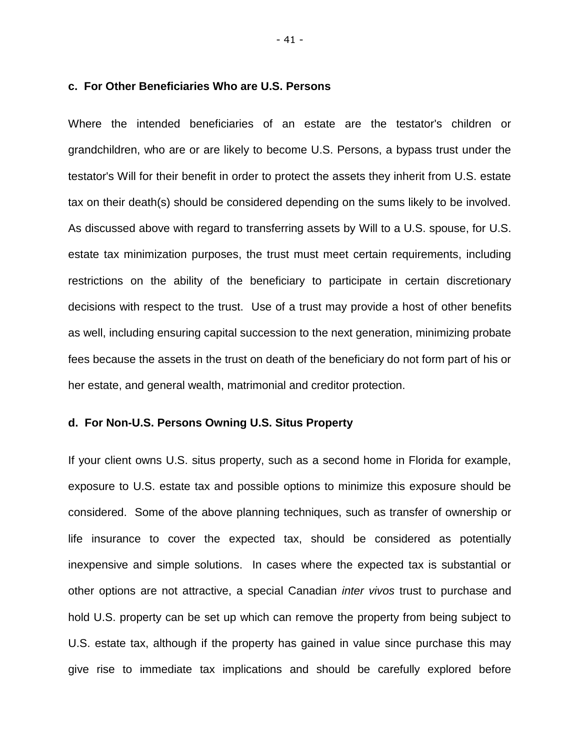#### c. For Other Beneficiaries Who are U.S. Persons

Where the intended beneficiaries of an estate are the testator's children or grandchildren, who are or are likely to become U.S. Persons, a bypass trust under the testator's Will for their benefit in order to protect the assets they inherit from U.S. estate tax on their death(s) should be considered depending on the sums likely to be involved. As discussed above with regard to transferring assets by Will to a U.S. spouse, for U.S. estate tax minimization purposes, the trust must meet certain requirements, including restrictions on the ability of the beneficiary to participate in certain discretionary decisions with respect to the trust. Use of a trust may provide a host of other benefits as well, including ensuring capital succession to the next generation, minimizing probate fees because the assets in the trust on death of the beneficiary do not form part of his or her estate, and general wealth, matrimonial and creditor protection.

#### d. For Non-U.S. Persons Owning U.S. Situs Property

If your client owns U.S. situs property, such as a second home in Florida for example, exposure to U.S. estate tax and possible options to minimize this exposure should be considered. Some of the above planning techniques, such as transfer of ownership or life insurance to cover the expected tax, should be considered as potentially inexpensive and simple solutions. In cases where the expected tax is substantial or other options are not attractive, a special Canadian *inter vivos* trust to purchase and hold U.S. property can be set up which can remove the property from being subject to U.S. estate tax, although if the property has gained in value since purchase this may give rise to immediate tax implications and should be carefully explored before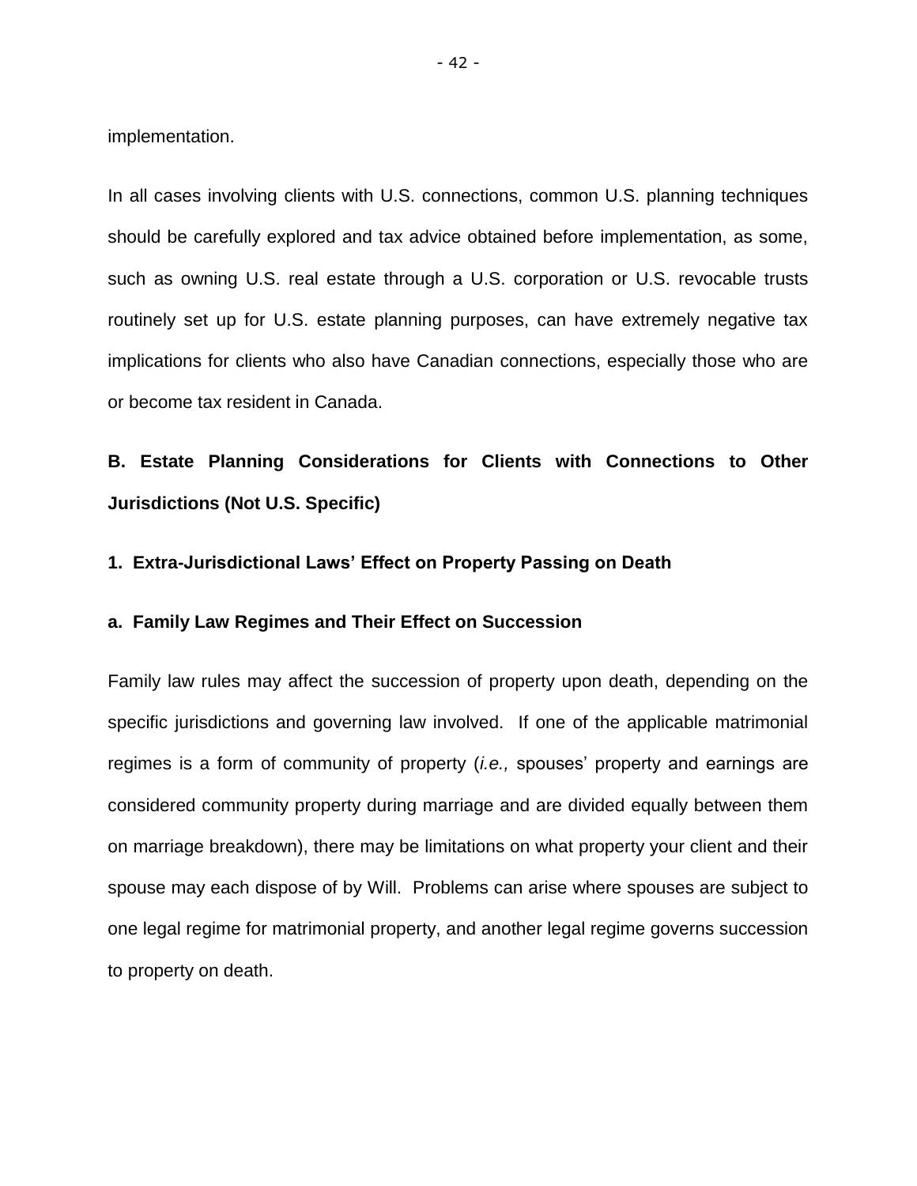implementation.

In all cases involving clients with U.S. connections, common U.S. planning techniques should be carefully explored and tax advice obtained before implementation, as some, such as owning U.S. real estate through a U.S. corporation or U.S. revocable trusts routinely set up for U.S. estate planning purposes, can have extremely negative tax implications for clients who also have Canadian connections, especially those who are or become tax resident in Canada.

## B. Estate Planning Considerations for Clients with Connections to Other Jurisdictions (Not U.S. Specific)

### 1. Extra-Jurisdictional Laws' Effect on Property Passing on Death

#### a. Family Law Regimes and Their Effect on Succession

Family law rules may affect the succession of property upon death, depending on the specific jurisdictions and governing law involved. If one of the applicable matrimonial regimes is a form of community of property (*i.e.,* spouses' property and earnings are considered community property during marriage and are divided equally between them on marriage breakdown), there may be limitations on what property your client and their spouse may each dispose of by Will. Problems can arise where spouses are subject to one legal regime for matrimonial property, and another legal regime governs succession to property on death.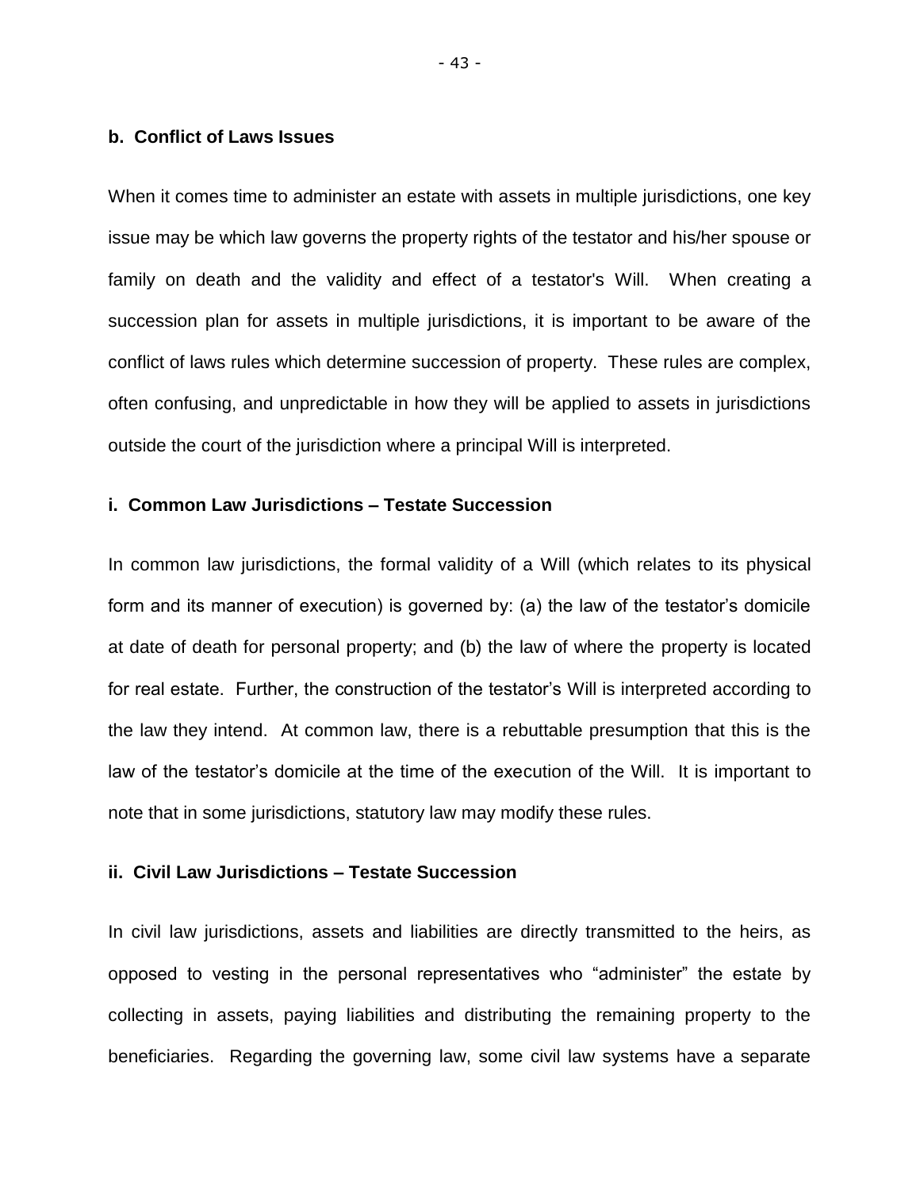### b. Conflict of Laws Issues

When it comes time to administer an estate with assets in multiple jurisdictions, one key issue may be which law governs the property rights of the testator and his/her spouse or family on death and the validity and effect of a testator's Will. When creating a succession plan for assets in multiple jurisdictions, it is important to be aware of the conflict of laws rules which determine succession of property. These rules are complex, often confusing, and unpredictable in how they will be applied to assets in jurisdictions outside the court of the jurisdiction where a principal Will is interpreted.

#### i. Common Law Jurisdictions – Testate Succession

In common law jurisdictions, the formal validity of a Will (which relates to its physical form and its manner of execution) is governed by: (a) the law of the testator's domicile at date of death for personal property; and (b) the law of where the property is located for real estate. Further, the construction of the testator's Will is interpreted according to the law they intend. At common law, there is a rebuttable presumption that this is the law of the testator's domicile at the time of the execution of the Will. It is important to note that in some jurisdictions, statutory law may modify these rules.

#### ii. Civil Law Jurisdictions – Testate Succession

In civil law jurisdictions, assets and liabilities are directly transmitted to the heirs, as opposed to vesting in the personal representatives who "administer" the estate by collecting in assets, paying liabilities and distributing the remaining property to the beneficiaries. Regarding the governing law, some civil law systems have a separate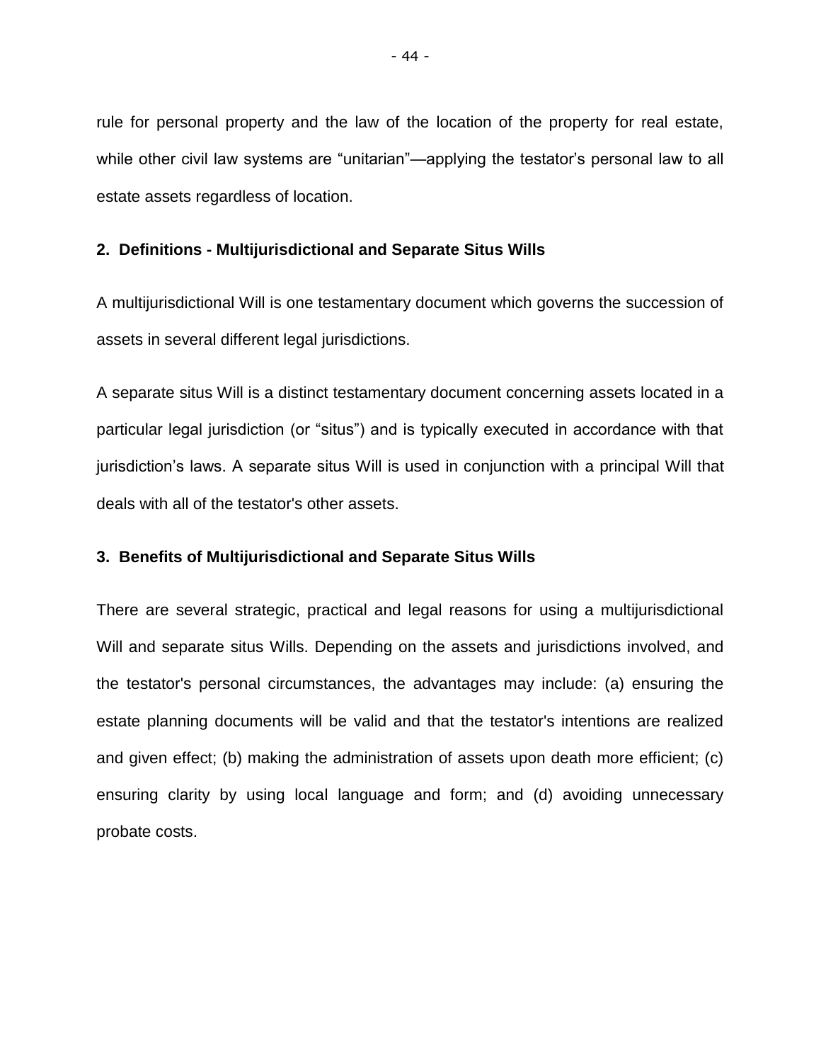rule for personal property and the law of the location of the property for real estate, while other civil law systems are "unitarian"—applying the testator's personal law to all estate assets regardless of location.

### 2. Definitions - Multijurisdictional and Separate Situs Wills

A multijurisdictional Will is one testamentary document which governs the succession of assets in several different legal jurisdictions.

A separate situs Will is a distinct testamentary document concerning assets located in a particular legal jurisdiction (or "situs") and is typically executed in accordance with that jurisdiction's laws. A separate situs Will is used in conjunction with a principal Will that deals with all of the testator's other assets.

### 3. Benefits of Multijurisdictional and Separate Situs Wills

There are several strategic, practical and legal reasons for using a multijurisdictional Will and separate situs Wills. Depending on the assets and jurisdictions involved, and the testator's personal circumstances, the advantages may include: (a) ensuring the estate planning documents will be valid and that the testator's intentions are realized and given effect; (b) making the administration of assets upon death more efficient; (c) ensuring clarity by using local language and form; and (d) avoiding unnecessary probate costs.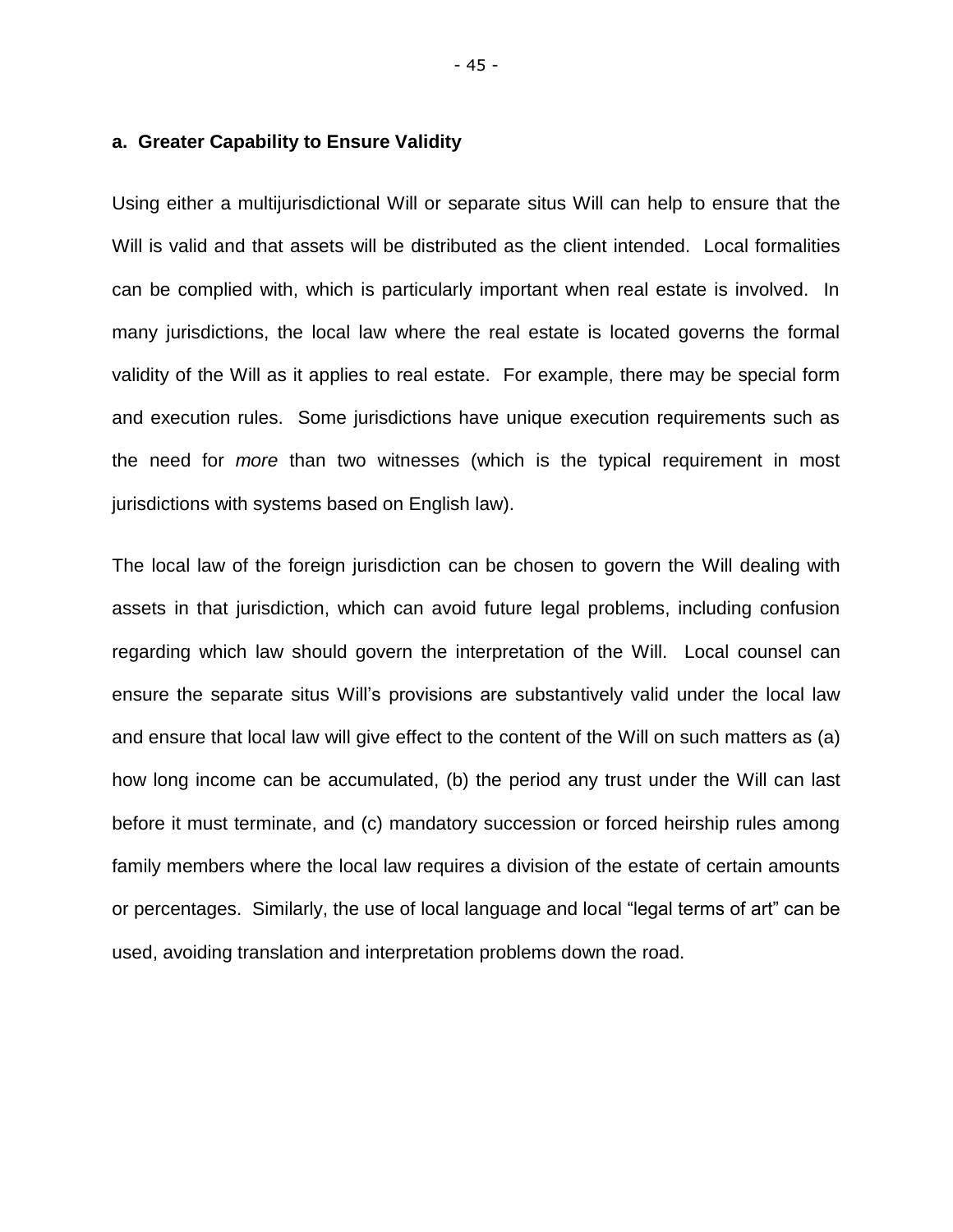**a. Greater Capability to Ensure Validity**

Using either a multijurisdictional Will or separate situs Will can help to ensure that the Will is valid and that assets will be distributed as the client intended. Local formalities can be complied with, which is particularly important when real estate is involved. In many jurisdictions, the local law where the real estate is located governs the formal validity of the Will as it applies to real estate. For example, there may be special form and execution rules. Some jurisdictions have unique execution requirements such as the need for *more* than two witnesses (which is the typical requirement in most jurisdictions with systems based on English law).

The local law of the foreign jurisdiction can be chosen to govern the Will dealing with assets in that jurisdiction, which can avoid future legal problems, including confusion regarding which law should govern the interpretation of the Will. Local counsel can ensure the separate situs Will's provisions are substantively valid under the local law and ensure that local law will give effect to the content of the Will on such matters as (a) how long income can be accumulated, (b) the period any trust under the Will can last before it must terminate, and (c) mandatory succession or forced heirship rules among family members where the local law requires a division of the estate of certain amounts or percentages. Similarly, the use of local language and local "legal terms of art" can be used, avoiding translation and interpretation problems down the road.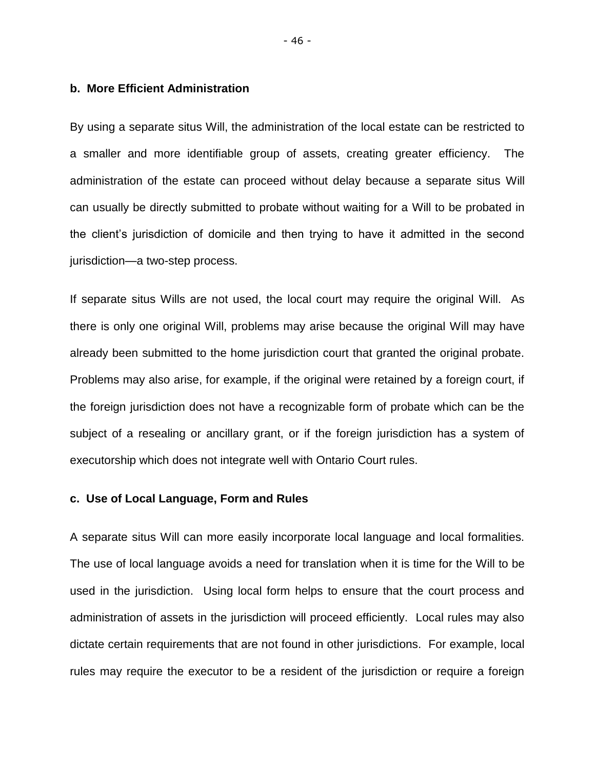**b. More Efficient Administration**

By using a separate situs Will, the administration of the local estate can be restricted to a smaller and more identifiable group of assets, creating greater efficiency. The administration of the estate can proceed without delay because a separate situs Will can usually be directly submitted to probate without waiting for a Will to be probated in the client's jurisdiction of domicile and then trying to have it admitted in the second jurisdiction—a two-step process.

If separate situs Wills are not used, the local court may require the original Will. As there is only one original Will, problems may arise because the original Will may have already been submitted to the home jurisdiction court that granted the original probate. Problems may also arise, for example, if the original were retained by a foreign court, if the foreign jurisdiction does not have a recognizable form of probate which can be the subject of a resealing or ancillary grant, or if the foreign jurisdiction has a system of executorship which does not integrate well with Ontario Court rules.

**c. Use of Local Language, Form and Rules**

A separate situs Will can more easily incorporate local language and local formalities. The use of local language avoids a need for translation when it is time for the Will to be used in the jurisdiction. Using local form helps to ensure that the court process and administration of assets in the jurisdiction will proceed efficiently. Local rules may also dictate certain requirements that are not found in other jurisdictions. For example, local rules may require the executor to be a resident of the jurisdiction or require a foreign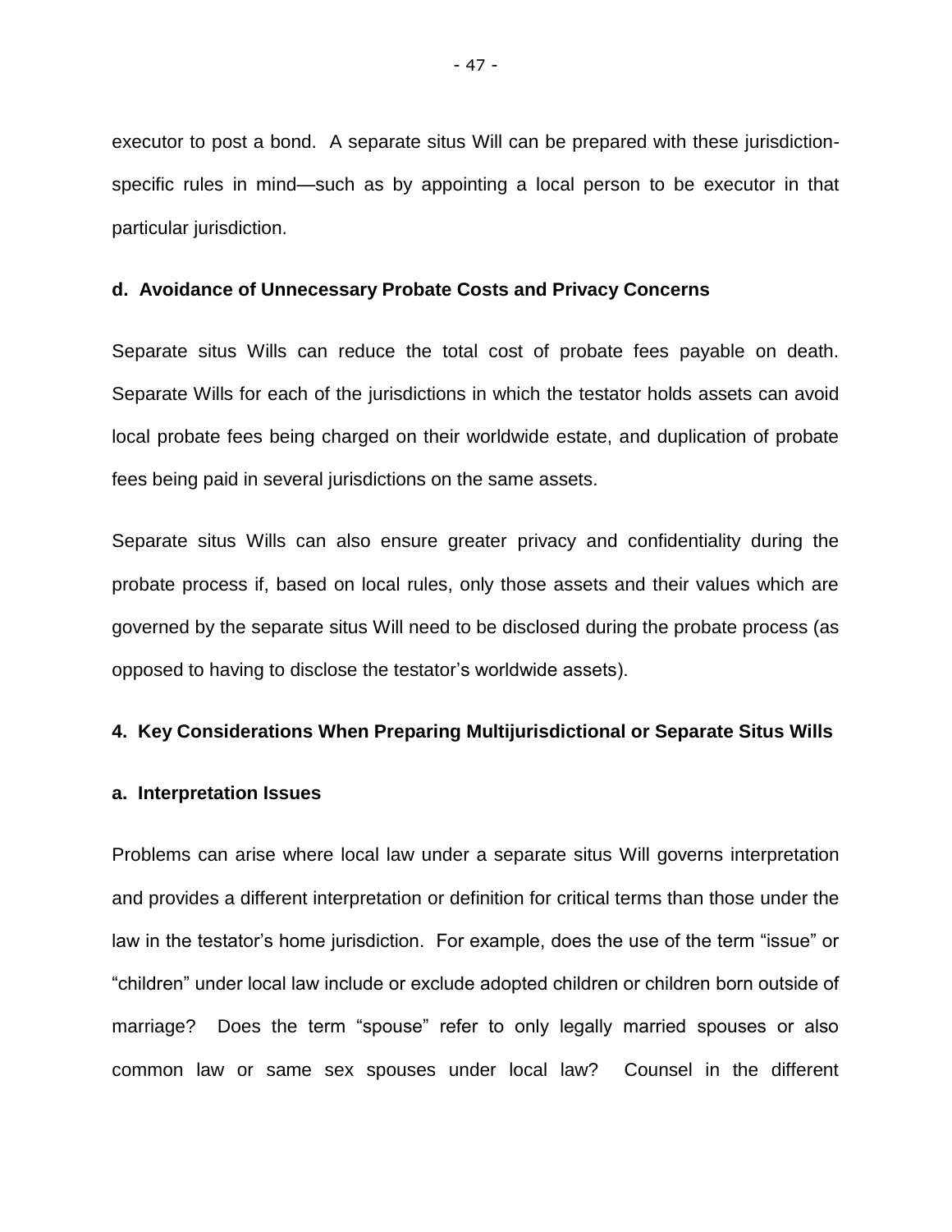executor to post a bond. A separate situs Will can be prepared with these jurisdiction-specific rules in mind—such as by appointing a local person to be executor in that particular jurisdiction.

**d. Avoidance of Unnecessary Probate Costs and Privacy Concerns**

Separate situs Wills can reduce the total cost of probate fees payable on death. Separate Wills for each of the jurisdictions in which the testator holds assets can avoid local probate fees being charged on their worldwide estate, and duplication of probate fees being paid in several jurisdictions on the same assets.

Separate situs Wills can also ensure greater privacy and confidentiality during the probate process if, based on local rules, only those assets and their values which are governed by the separate situs Will need to be disclosed during the probate process (as opposed to having to disclose the testator's worldwide assets).

**4. Key Considerations When Preparing Multijurisdictional or Separate Situs Wills**

**a. Interpretation Issues**

Problems can arise where local law under a separate situs Will governs interpretation and provides a different interpretation or definition for critical terms than those under the law in the testator's home jurisdiction. For example, does the use of the term "issue" or "children" under local law include or exclude adopted children or children born outside of marriage? Does the term "spouse" refer to only legally married spouses or also common law or same sex spouses under local law? Counsel in the different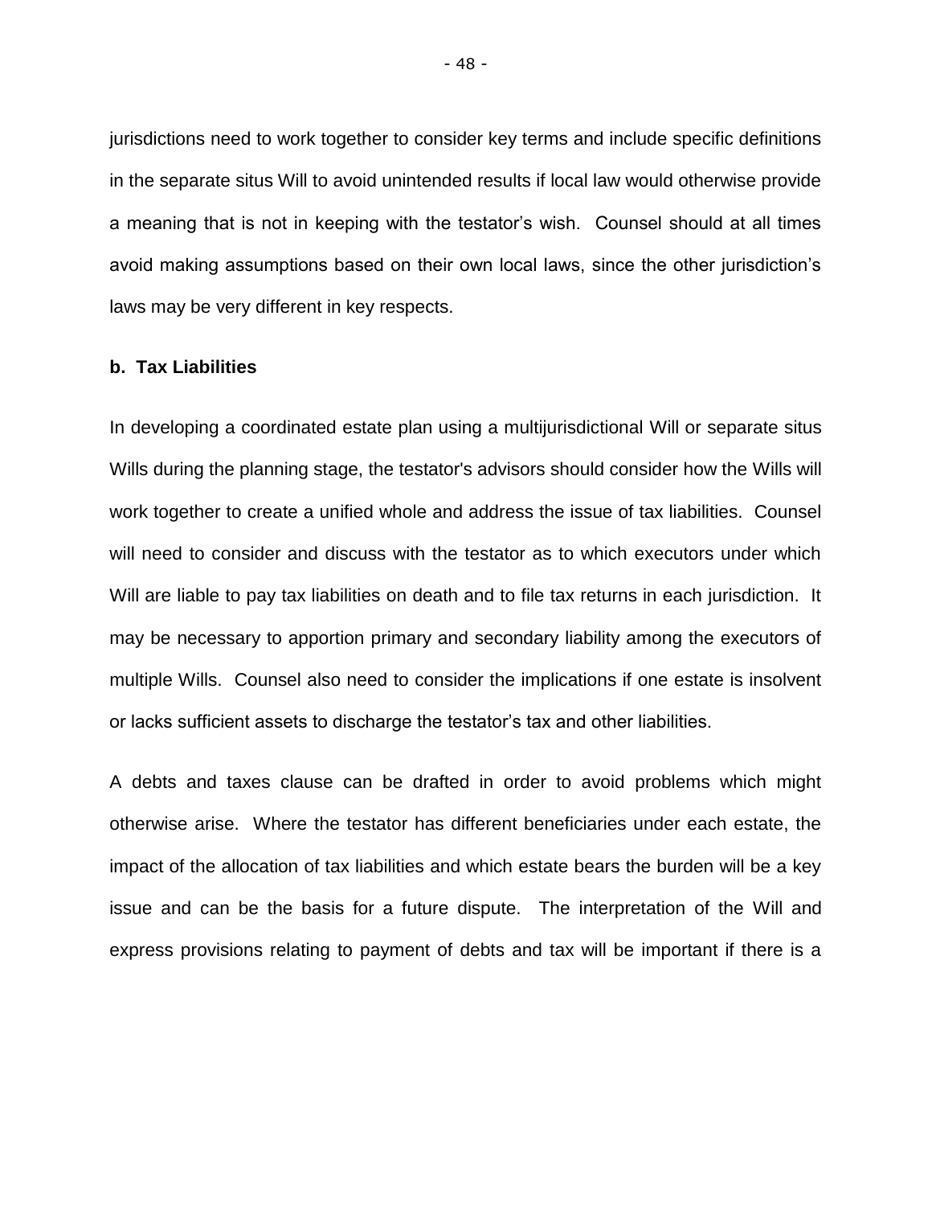jurisdictions need to work together to consider key terms and include specific definitions in the separate situs Will to avoid unintended results if local law would otherwise provide a meaning that is not in keeping with the testator's wish. Counsel should at all times avoid making assumptions based on their own local laws, since the other jurisdiction's laws may be very different in key respects.

**b. Tax Liabilities**

In developing a coordinated estate plan using a multijurisdictional Will or separate situs Wills during the planning stage, the testator's advisors should consider how the Wills will work together to create a unified whole and address the issue of tax liabilities. Counsel will need to consider and discuss with the testator as to which executors under which Will are liable to pay tax liabilities on death and to file tax returns in each jurisdiction. It may be necessary to apportion primary and secondary liability among the executors of multiple Wills. Counsel also need to consider the implications if one estate is insolvent or lacks sufficient assets to discharge the testator's tax and other liabilities.

A debts and taxes clause can be drafted in order to avoid problems which might otherwise arise. Where the testator has different beneficiaries under each estate, the impact of the allocation of tax liabilities and which estate bears the burden will be a key issue and can be the basis for a future dispute. The interpretation of the Will and express provisions relating to payment of debts and tax will be important if there is a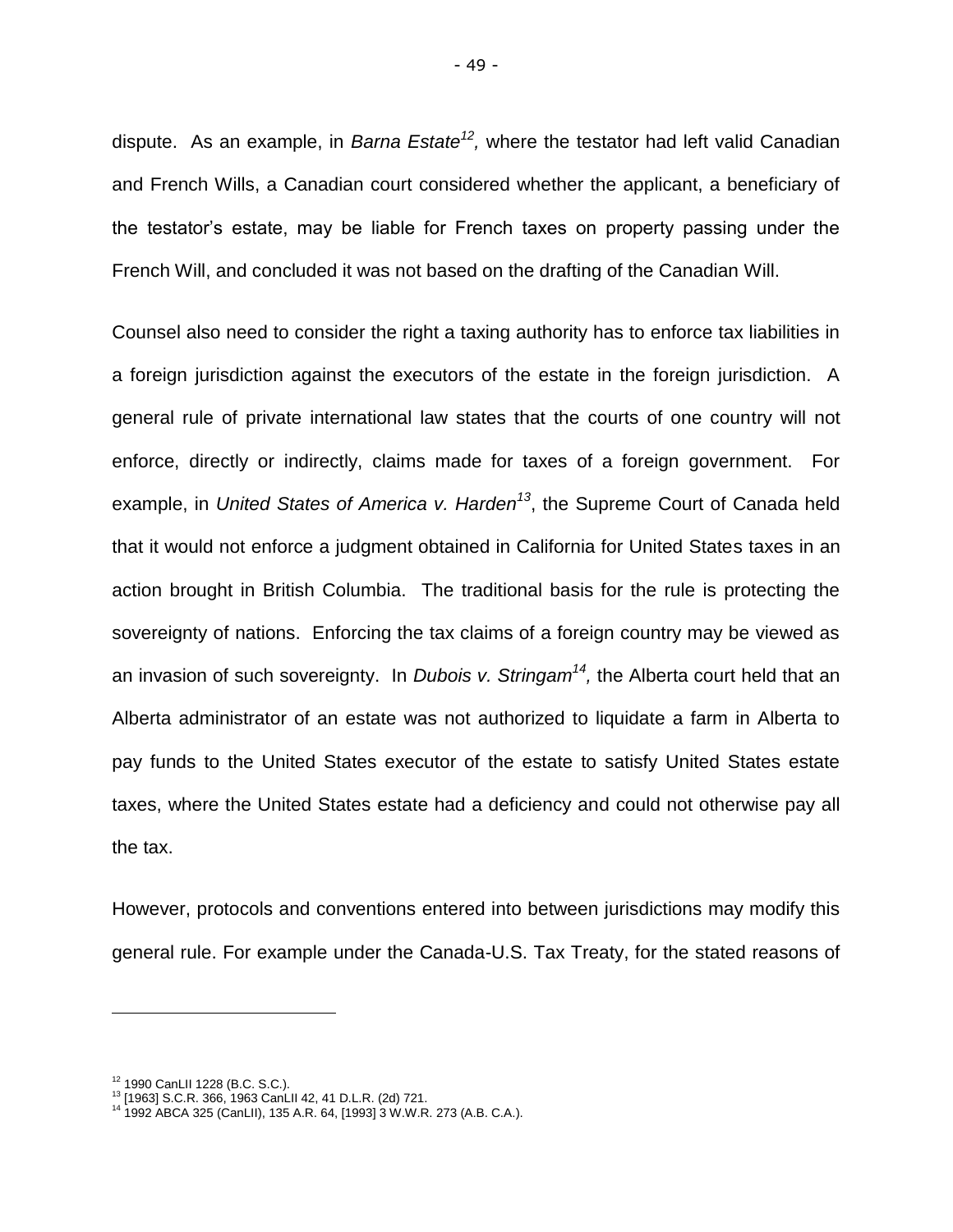dispute. As an example, in *Barna Estate*[12], where the testator had left valid Canadian and French Wills, a Canadian court considered whether the applicant, a beneficiary of the testator's estate, may be liable for French taxes on property passing under the French Will, and concluded it was not based on the drafting of the Canadian Will.

Counsel also need to consider the right a taxing authority has to enforce tax liabilities in a foreign jurisdiction against the executors of the estate in the foreign jurisdiction. A general rule of private international law states that the courts of one country will not enforce, directly or indirectly, claims made for taxes of a foreign government. For example, in *United States of America v. Harden*[13], the Supreme Court of Canada held that it would not enforce a judgment obtained in California for United States taxes in an action brought in British Columbia. The traditional basis for the rule is protecting the sovereignty of nations. Enforcing the tax claims of a foreign country may be viewed as an invasion of such sovereignty. In *Dubois v. Stringam*[14], the Alberta court held that an Alberta administrator of an estate was not authorized to liquidate a farm in Alberta to pay funds to the United States executor of the estate to satisfy United States estate taxes, where the United States estate had a deficiency and could not otherwise pay all the tax.

However, protocols and conventions entered into between jurisdictions may modify this general rule. For example under the Canada-U.S. Tax Treaty, for the stated reasons of

---

[12] 1990 CanLII 1228 (B.C. S.C.).

[13] [1963] S.C.R. 366, 1963 CanLII 42, 41 D.L.R. (2d) 721.

[14] 1992 ABCA 325 (CanLII), 135 A.R. 64, [1993] 3 W.W.R. 273 (A.B. C.A.).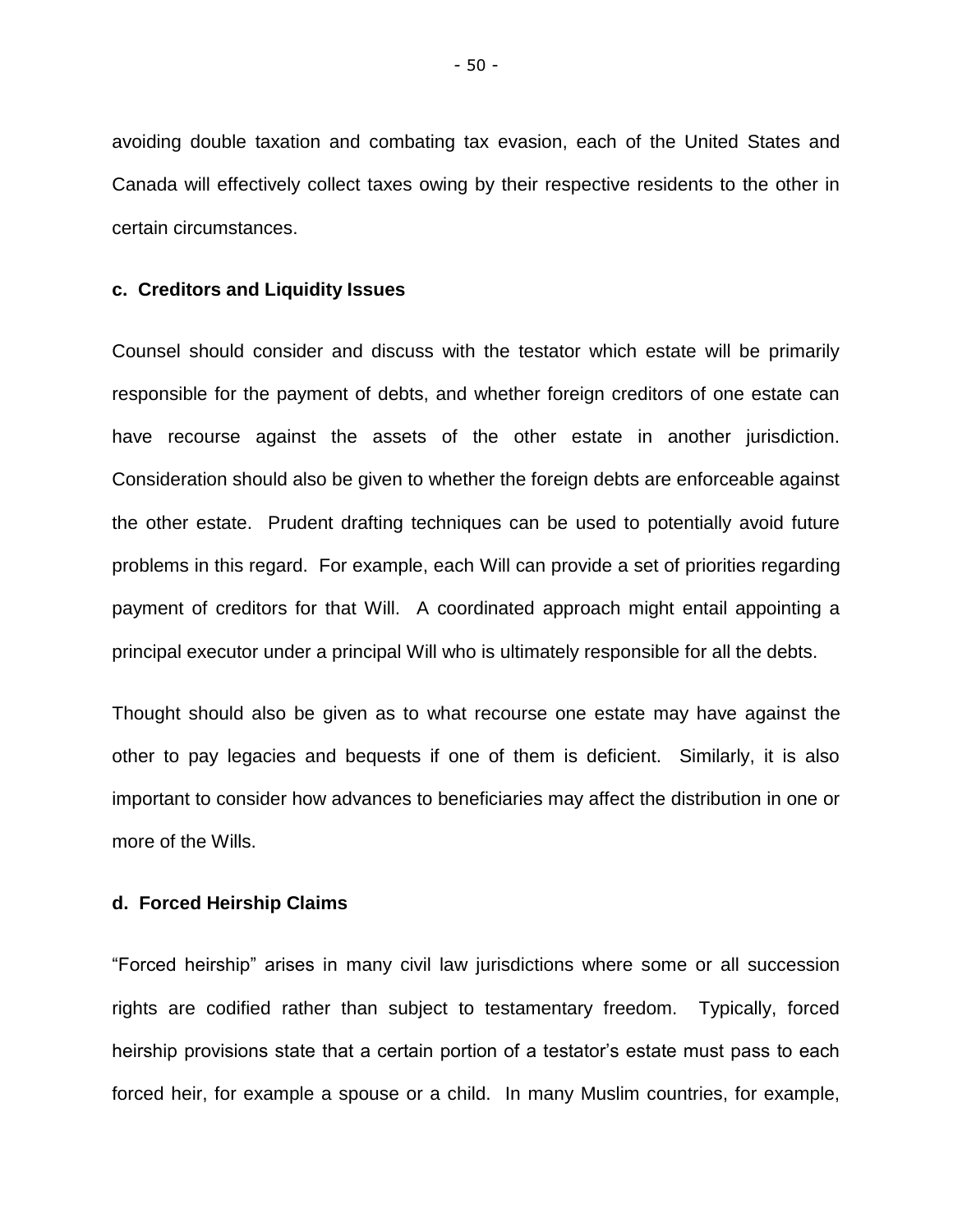avoiding double taxation and combating tax evasion, each of the United States and Canada will effectively collect taxes owing by their respective residents to the other in certain circumstances.

**c. Creditors and Liquidity Issues**

Counsel should consider and discuss with the testator which estate will be primarily responsible for the payment of debts, and whether foreign creditors of one estate can have recourse against the assets of the other estate in another jurisdiction. Consideration should also be given to whether the foreign debts are enforceable against the other estate. Prudent drafting techniques can be used to potentially avoid future problems in this regard. For example, each Will can provide a set of priorities regarding payment of creditors for that Will. A coordinated approach might entail appointing a principal executor under a principal Will who is ultimately responsible for all the debts.

Thought should also be given as to what recourse one estate may have against the other to pay legacies and bequests if one of them is deficient. Similarly, it is also important to consider how advances to beneficiaries may affect the distribution in one or more of the Wills.

**d. Forced Heirship Claims**

"Forced heirship" arises in many civil law jurisdictions where some or all succession rights are codified rather than subject to testamentary freedom. Typically, forced heirship provisions state that a certain portion of a testator's estate must pass to each forced heir, for example a spouse or a child. In many Muslim countries, for example,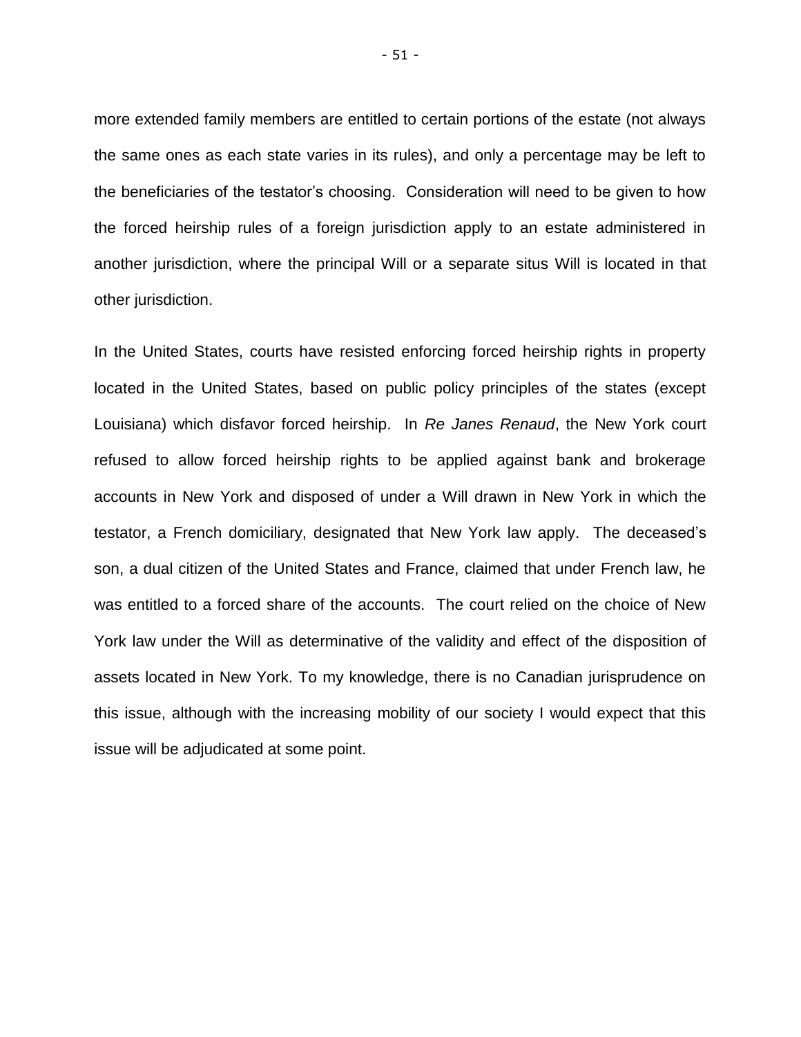more extended family members are entitled to certain portions of the estate (not always the same ones as each state varies in its rules), and only a percentage may be left to the beneficiaries of the testator's choosing. Consideration will need to be given to how the forced heirship rules of a foreign jurisdiction apply to an estate administered in another jurisdiction, where the principal Will or a separate situs Will is located in that other jurisdiction.

In the United States, courts have resisted enforcing forced heirship rights in property located in the United States, based on public policy principles of the states (except Louisiana) which disfavor forced heirship. In *Re Janes Renaud*, the New York court refused to allow forced heirship rights to be applied against bank and brokerage accounts in New York and disposed of under a Will drawn in New York in which the testator, a French domiciliary, designated that New York law apply. The deceased's son, a dual citizen of the United States and France, claimed that under French law, he was entitled to a forced share of the accounts. The court relied on the choice of New York law under the Will as determinative of the validity and effect of the disposition of assets located in New York. To my knowledge, there is no Canadian jurisprudence on this issue, although with the increasing mobility of our society I would expect that this issue will be adjudicated at some point.